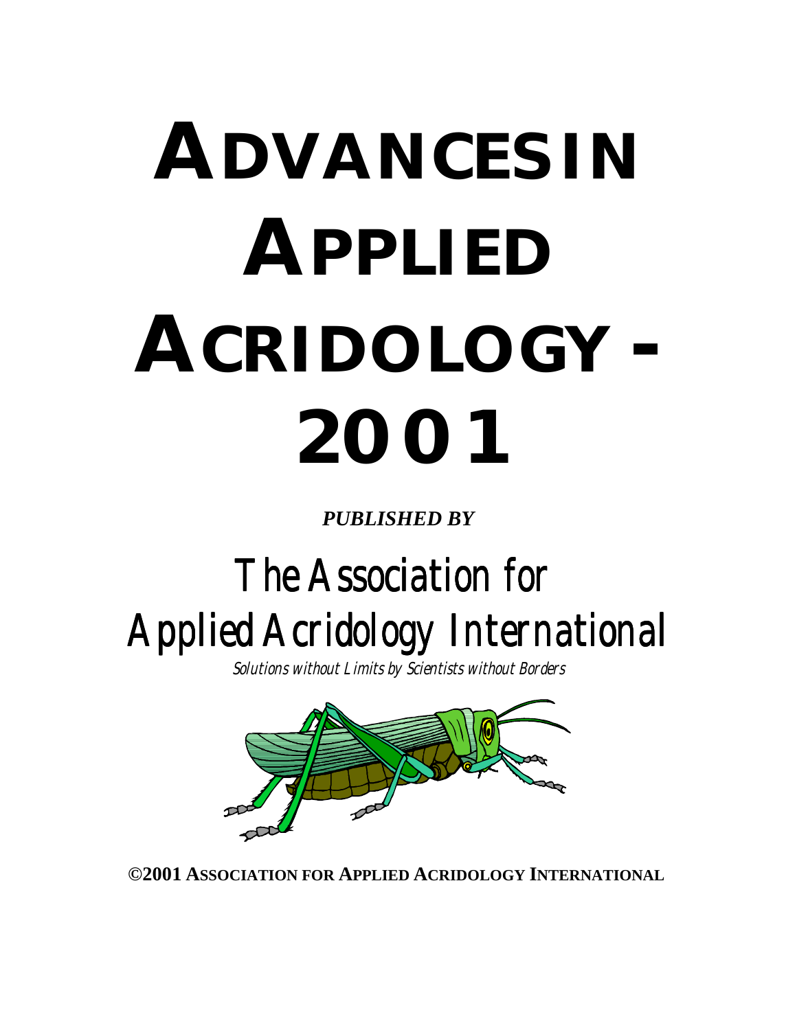# ADVANCES IN APPLIED ACRIDOLOGY - 2001

***PUBLISHED BY***

## The Association for Applied Acridology International

*Solutions without Limits by Scientists without Borders*

**©2001 ASSOCIATION FOR APPLIED ACRIDOLOGY INTERNATIONAL**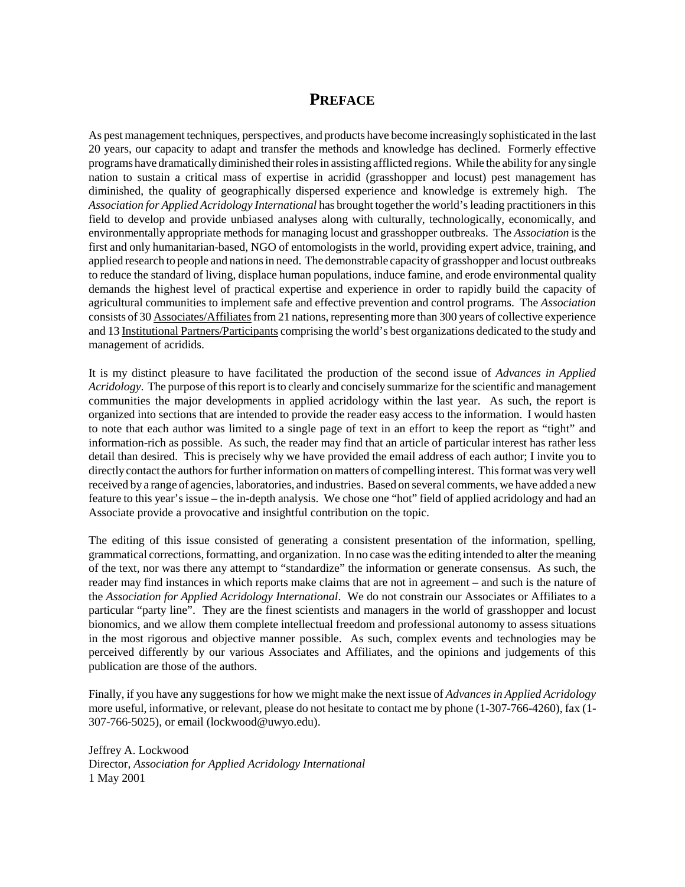# PREFACE

As pest management techniques, perspectives, and products have become increasingly sophisticated in the last 20 years, our capacity to adapt and transfer the methods and knowledge has declined. Formerly effective programs have dramatically diminished their roles in assisting afflicted regions. While the ability for any single nation to sustain a critical mass of expertise in acridid (grasshopper and locust) pest management has diminished, the quality of geographically dispersed experience and knowledge is extremely high. The *Association for Applied Acridology International* has brought together the world's leading practitioners in this field to develop and provide unbiased analyses along with culturally, technologically, economically, and environmentally appropriate methods for managing locust and grasshopper outbreaks. The *Association* is the first and only humanitarian-based, NGO of entomologists in the world, providing expert advice, training, and applied research to people and nations in need. The demonstrable capacity of grasshopper and locust outbreaks to reduce the standard of living, displace human populations, induce famine, and erode environmental quality demands the highest level of practical expertise and experience in order to rapidly build the capacity of agricultural communities to implement safe and effective prevention and control programs. The *Association* consists of 30 Associates/Affiliates from 21 nations, representing more than 300 years of collective experience and 13 Institutional Partners/Participants comprising the world's best organizations dedicated to the study and management of acridids.

It is my distinct pleasure to have facilitated the production of the second issue of *Advances in Applied Acridology*. The purpose of this report is to clearly and concisely summarize for the scientific and management communities the major developments in applied acridology within the last year. As such, the report is organized into sections that are intended to provide the reader easy access to the information. I would hasten to note that each author was limited to a single page of text in an effort to keep the report as "tight" and information-rich as possible. As such, the reader may find that an article of particular interest has rather less detail than desired. This is precisely why we have provided the email address of each author; I invite you to directly contact the authors for further information on matters of compelling interest. This format was very well received by a range of agencies, laboratories, and industries. Based on several comments, we have added a new feature to this year's issue – the in-depth analysis. We chose one "hot" field of applied acridology and had an Associate provide a provocative and insightful contribution on the topic.

The editing of this issue consisted of generating a consistent presentation of the information, spelling, grammatical corrections, formatting, and organization. In no case was the editing intended to alter the meaning of the text, nor was there any attempt to "standardize" the information or generate consensus. As such, the reader may find instances in which reports make claims that are not in agreement – and such is the nature of the *Association for Applied Acridology International*. We do not constrain our Associates or Affiliates to a particular "party line". They are the finest scientists and managers in the world of grasshopper and locust bionomics, and we allow them complete intellectual freedom and professional autonomy to assess situations in the most rigorous and objective manner possible. As such, complex events and technologies may be perceived differently by our various Associates and Affiliates, and the opinions and judgements of this publication are those of the authors.

Finally, if you have any suggestions for how we might make the next issue of *Advances in Applied Acridology* more useful, informative, or relevant, please do not hesitate to contact me by phone (1-307-766-4260), fax (1-307-766-5025), or email (lockwood@uwyo.edu).

Jeffrey A. Lockwood
Director, *Association for Applied Acridology International*
1 May 2001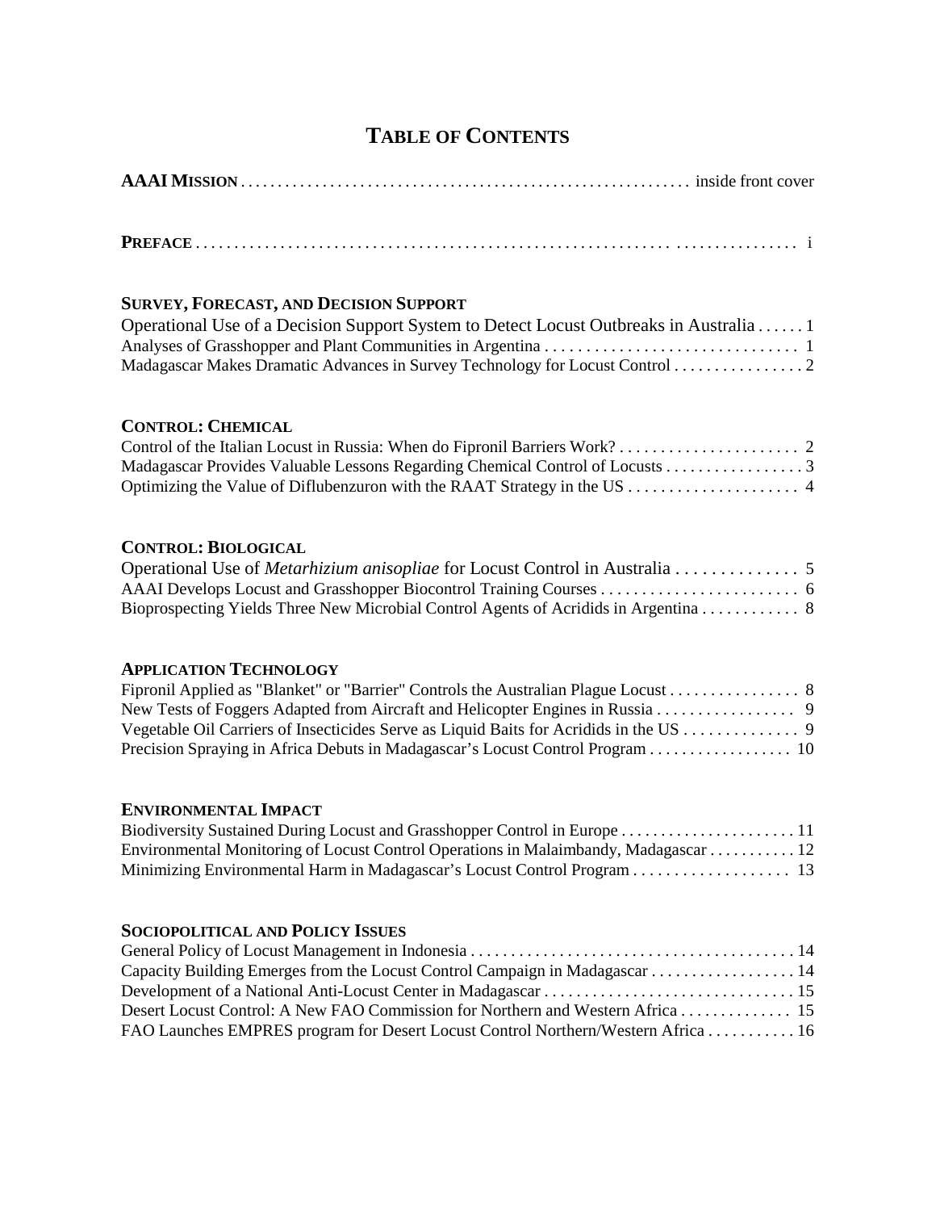# TABLE OF CONTENTS

**AAAI MISSION** . . . . . . . . . . . . . . . . . . . . . . . . . . . . . . . . . . . . . . . . . . . . . . . . . . . . . . . . . inside front cover

**PREFACE** . . . . . . . . . . . . . . . . . . . . . . . . . . . . . . . . . . . . . . . . . . . . . . . . . . . . . . . . . . . . . . . . . . . . . . . . . i

**SURVEY, FORECAST, AND DECISION SUPPORT**

Operational Use of a Decision Support System to Detect Locust Outbreaks in Australia . . . . . . 1
Analyses of Grasshopper and Plant Communities in Argentina . . . . . . . . . . . . . . . . . . . . . . . . . . . . . . . 1
Madagascar Makes Dramatic Advances in Survey Technology for Locust Control . . . . . . . . . . . . . . . . 2

**CONTROL: CHEMICAL**

Control of the Italian Locust in Russia: When do Fipronil Barriers Work? . . . . . . . . . . . . . . . . . . . . . . 2
Madagascar Provides Valuable Lessons Regarding Chemical Control of Locusts . . . . . . . . . . . . . . . . . 3
Optimizing the Value of Diflubenzuron with the RAAT Strategy in the US . . . . . . . . . . . . . . . . . . . . . 4

**CONTROL: BIOLOGICAL**

Operational Use of *Metarhizium anisopliae* for Locust Control in Australia . . . . . . . . . . . . . . 5
AAAI Develops Locust and Grasshopper Biocontrol Training Courses . . . . . . . . . . . . . . . . . . . . . . . . 6
Bioprospecting Yields Three New Microbial Control Agents of Acridids in Argentina . . . . . . . . . . . . 8

**APPLICATION TECHNOLOGY**

Fipronil Applied as "Blanket" or "Barrier" Controls the Australian Plague Locust . . . . . . . . . . . . . . . . 8
New Tests of Foggers Adapted from Aircraft and Helicopter Engines in Russia . . . . . . . . . . . . . . . . . 9
Vegetable Oil Carriers of Insecticides Serve as Liquid Baits for Acridids in the US . . . . . . . . . . . . . . 9
Precision Spraying in Africa Debuts in Madagascar's Locust Control Program . . . . . . . . . . . . . . . . . . 10

**ENVIRONMENTAL IMPACT**

Biodiversity Sustained During Locust and Grasshopper Control in Europe . . . . . . . . . . . . . . . . . . . . . . 11
Environmental Monitoring of Locust Control Operations in Malaimbandy, Madagascar . . . . . . . . . . . 12
Minimizing Environmental Harm in Madagascar's Locust Control Program . . . . . . . . . . . . . . . . . . . 13

**SOCIOPOLITICAL AND POLICY ISSUES**

General Policy of Locust Management in Indonesia . . . . . . . . . . . . . . . . . . . . . . . . . . . . . . . . . . . . . . . . 14
Capacity Building Emerges from the Locust Control Campaign in Madagascar . . . . . . . . . . . . . . . . . . 14
Development of a National Anti-Locust Center in Madagascar . . . . . . . . . . . . . . . . . . . . . . . . . . . . . . . 15
Desert Locust Control: A New FAO Commission for Northern and Western Africa . . . . . . . . . . . . . . 15
FAO Launches EMPRES program for Desert Locust Control Northern/Western Africa . . . . . . . . . . . 16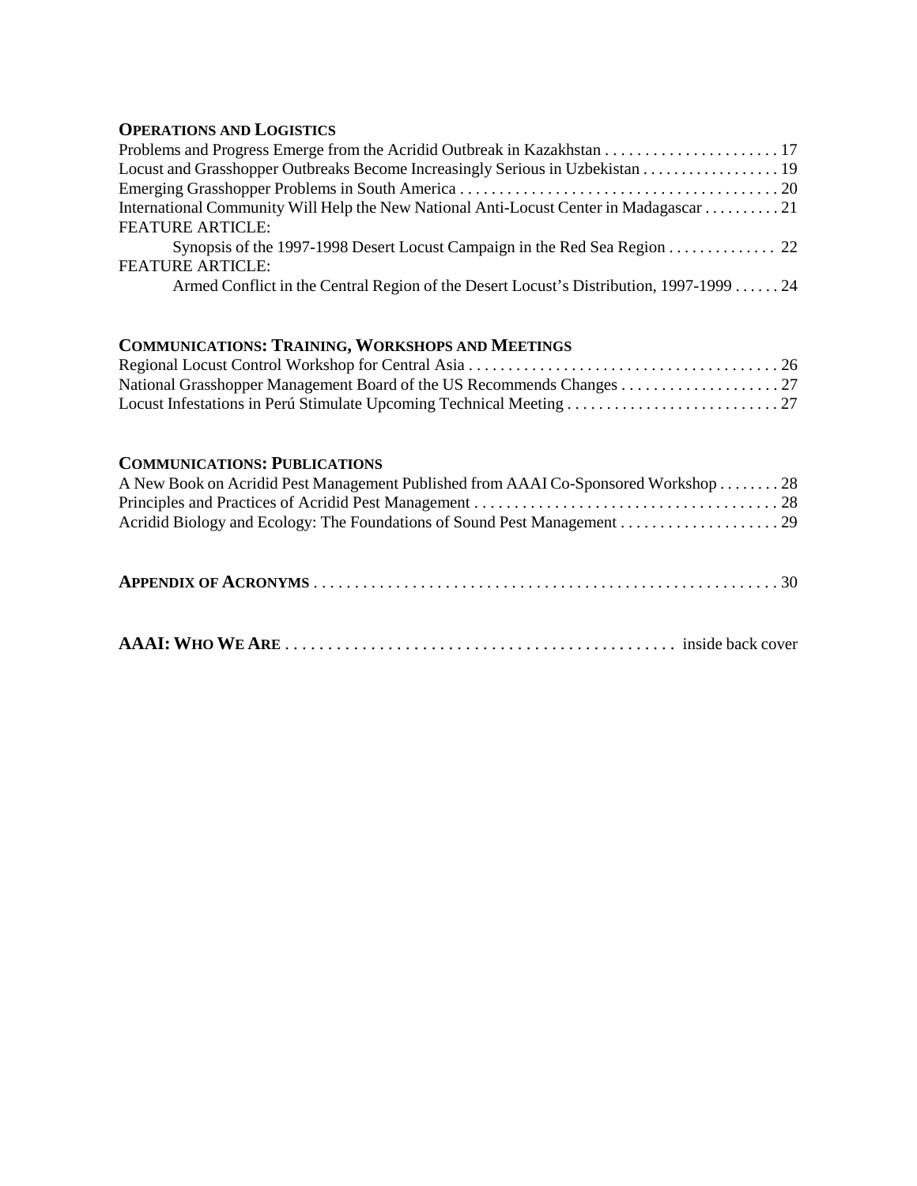**OPERATIONS AND LOGISTICS**

Problems and Progress Emerge from the Acridid Outbreak in Kazakhstan . . . . . . . . . . . . . . . . . . . . . . 17
Locust and Grasshopper Outbreaks Become Increasingly Serious in Uzbekistan . . . . . . . . . . . . . . . . . 19
Emerging Grasshopper Problems in South America . . . . . . . . . . . . . . . . . . . . . . . . . . . . . . . . . . . . . . . 20
International Community Will Help the New National Anti-Locust Center in Madagascar . . . . . . . . . . 21
FEATURE ARTICLE:
Synopsis of the 1997-1998 Desert Locust Campaign in the Red Sea Region . . . . . . . . . . . . . . 22
FEATURE ARTICLE:
Armed Conflict in the Central Region of the Desert Locust's Distribution, 1997-1999 . . . . . . 24

**COMMUNICATIONS: TRAINING, WORKSHOPS AND MEETINGS**

Regional Locust Control Workshop for Central Asia . . . . . . . . . . . . . . . . . . . . . . . . . . . . . . . . . . . . . . . 26
National Grasshopper Management Board of the US Recommends Changes . . . . . . . . . . . . . . . . . . . . 27
Locust Infestations in Perú Stimulate Upcoming Technical Meeting . . . . . . . . . . . . . . . . . . . . . . . . . . . 27

**COMMUNICATIONS: PUBLICATIONS**

A New Book on Acridid Pest Management Published from AAAI Co-Sponsored Workshop . . . . . . . . 28
Principles and Practices of Acridid Pest Management . . . . . . . . . . . . . . . . . . . . . . . . . . . . . . . . . . . . . . 28
Acridid Biology and Ecology: The Foundations of Sound Pest Management . . . . . . . . . . . . . . . . . . . . 29

**APPENDIX OF ACRONYMS** . . . . . . . . . . . . . . . . . . . . . . . . . . . . . . . . . . . . . . . . . . . . . . . . . . . . . . . . . 30

**AAAI: WHO WE ARE** . . . . . . . . . . . . . . . . . . . . . . . . . . . . . . . . . . . . . . . . . . . . . inside back cover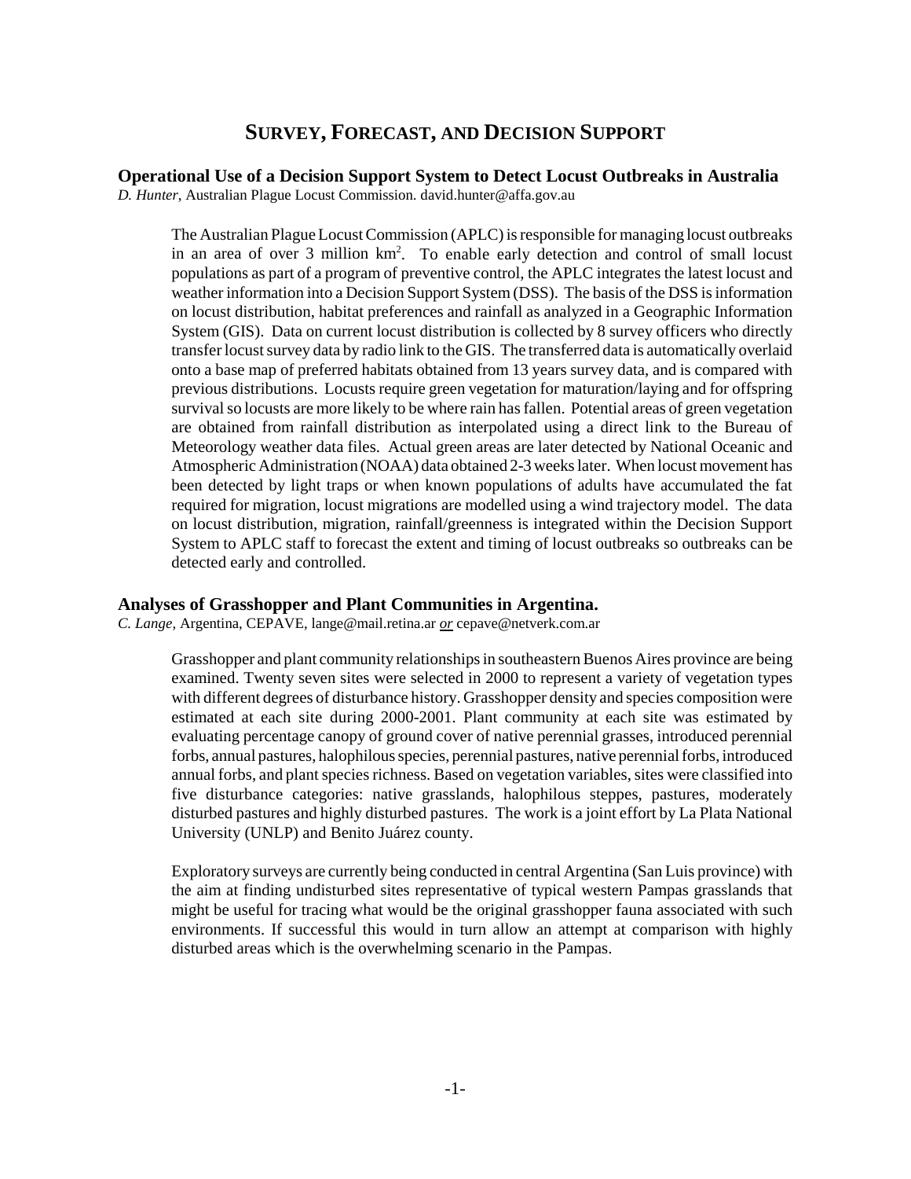# Survey, Forecast, and Decision Support

## Operational Use of a Decision Support System to Detect Locust Outbreaks in Australia

*D. Hunter,* Australian Plague Locust Commission. david.hunter@affa.gov.au

The Australian Plague Locust Commission (APLC) is responsible for managing locust outbreaks in an area of over 3 million $km^2$. To enable early detection and control of small locust populations as part of a program of preventive control, the APLC integrates the latest locust and weather information into a Decision Support System (DSS). The basis of the DSS is information on locust distribution, habitat preferences and rainfall as analyzed in a Geographic Information System (GIS). Data on current locust distribution is collected by 8 survey officers who directly transfer locust survey data by radio link to the GIS. The transferred data is automatically overlaid onto a base map of preferred habitats obtained from 13 years survey data, and is compared with previous distributions. Locusts require green vegetation for maturation/laying and for offspring survival so locusts are more likely to be where rain has fallen. Potential areas of green vegetation are obtained from rainfall distribution as interpolated using a direct link to the Bureau of Meteorology weather data files. Actual green areas are later detected by National Oceanic and Atmospheric Administration (NOAA) data obtained 2-3 weeks later. When locust movement has been detected by light traps or when known populations of adults have accumulated the fat required for migration, locust migrations are modelled using a wind trajectory model. The data on locust distribution, migration, rainfall/greenness is integrated within the Decision Support System to APLC staff to forecast the extent and timing of locust outbreaks so outbreaks can be detected early and controlled.

## Analyses of Grasshopper and Plant Communities in Argentina.

*C. Lange,* Argentina, CEPAVE, lange@mail.retina.ar *or* cepave@netverk.com.ar

Grasshopper and plant community relationships in southeastern Buenos Aires province are being examined. Twenty seven sites were selected in 2000 to represent a variety of vegetation types with different degrees of disturbance history. Grasshopper density and species composition were estimated at each site during 2000-2001. Plant community at each site was estimated by evaluating percentage canopy of ground cover of native perennial grasses, introduced perennial forbs, annual pastures, halophilous species, perennial pastures, native perennial forbs, introduced annual forbs, and plant species richness. Based on vegetation variables, sites were classified into five disturbance categories: native grasslands, halophilous steppes, pastures, moderately disturbed pastures and highly disturbed pastures. The work is a joint effort by La Plata National University (UNLP) and Benito Juárez county.

Exploratory surveys are currently being conducted in central Argentina (San Luis province) with the aim at finding undisturbed sites representative of typical western Pampas grasslands that might be useful for tracing what would be the original grasshopper fauna associated with such environments. If successful this would in turn allow an attempt at comparison with highly disturbed areas which is the overwhelming scenario in the Pampas.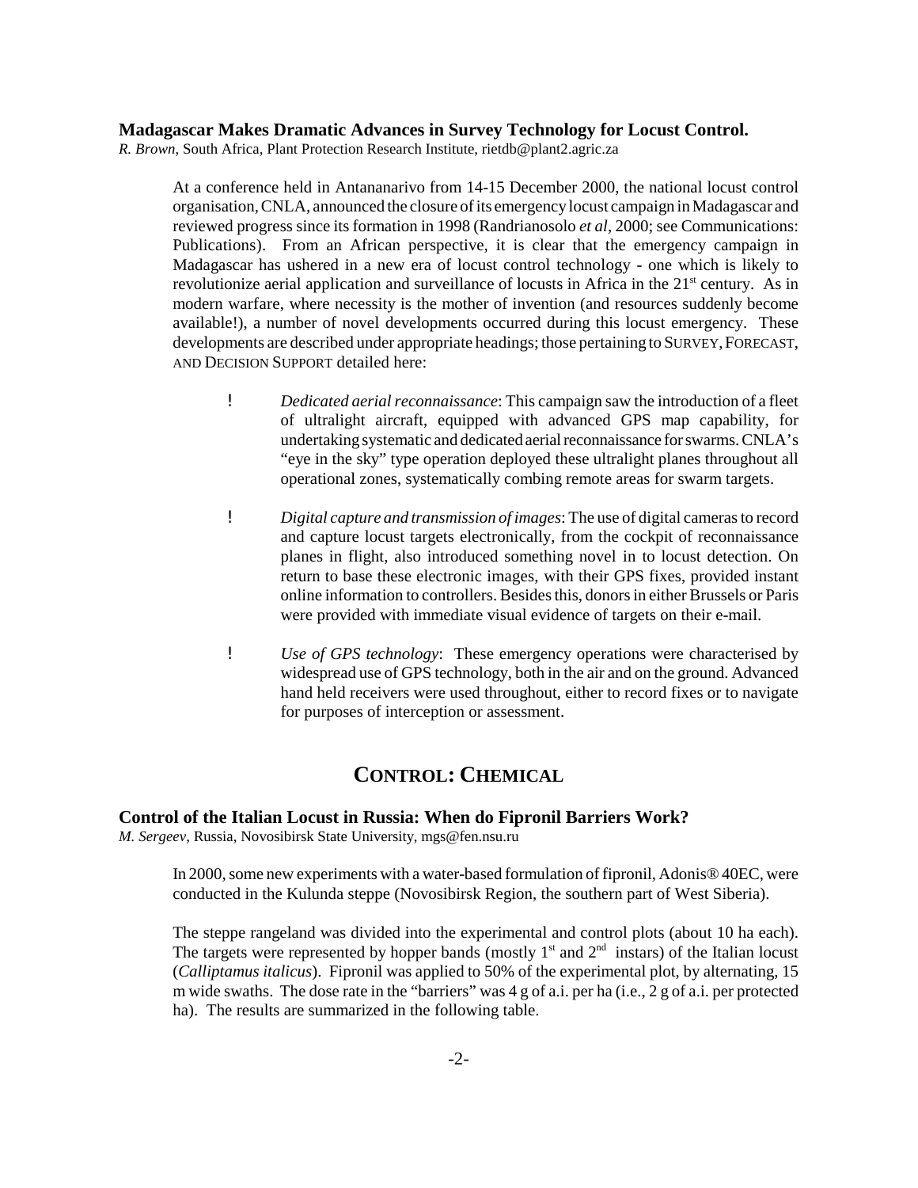### Madagascar Makes Dramatic Advances in Survey Technology for Locust Control.

*R. Brown*, South Africa, Plant Protection Research Institute, rietdb@plant2.agric.za

At a conference held in Antananarivo from 14-15 December 2000, the national locust control organisation, CNLA, announced the closure of its emergency locust campaign in Madagascar and reviewed progress since its formation in 1998 (Randrianosolo *et al*, 2000; see Communications: Publications). From an African perspective, it is clear that the emergency campaign in Madagascar has ushered in a new era of locust control technology - one which is likely to revolutionize aerial application and surveillance of locusts in Africa in the 21st century. As in modern warfare, where necessity is the mother of invention (and resources suddenly become available!), a number of novel developments occurred during this locust emergency. These developments are described under appropriate headings; those pertaining to SURVEY, FORECAST, AND DECISION SUPPORT detailed here:

- *Dedicated aerial reconnaissance*: This campaign saw the introduction of a fleet of ultralight aircraft, equipped with advanced GPS map capability, for undertaking systematic and dedicated aerial reconnaissance for swarms. CNLA's "eye in the sky" type operation deployed these ultralight planes throughout all operational zones, systematically combing remote areas for swarm targets.

- *Digital capture and transmission of images*: The use of digital cameras to record and capture locust targets electronically, from the cockpit of reconnaissance planes in flight, also introduced something novel in to locust detection. On return to base these electronic images, with their GPS fixes, provided instant online information to controllers. Besides this, donors in either Brussels or Paris were provided with immediate visual evidence of targets on their e-mail.

- *Use of GPS technology*: These emergency operations were characterised by widespread use of GPS technology, both in the air and on the ground. Advanced hand held receivers were used throughout, either to record fixes or to navigate for purposes of interception or assessment.

## CONTROL: CHEMICAL

### Control of the Italian Locust in Russia: When do Fipronil Barriers Work?

*M. Sergeev*, Russia, Novosibirsk State University, mgs@fen.nsu.ru

In 2000, some new experiments with a water-based formulation of fipronil, Adonis® 40EC, were conducted in the Kulunda steppe (Novosibirsk Region, the southern part of West Siberia).

The steppe rangeland was divided into the experimental and control plots (about 10 ha each). The targets were represented by hopper bands (mostly 1st and 2nd instars) of the Italian locust (*Calliptamus italicus*). Fipronil was applied to 50% of the experimental plot, by alternating, 15 m wide swaths. The dose rate in the "barriers" was 4 g of a.i. per ha (i.e., 2 g of a.i. per protected ha). The results are summarized in the following table.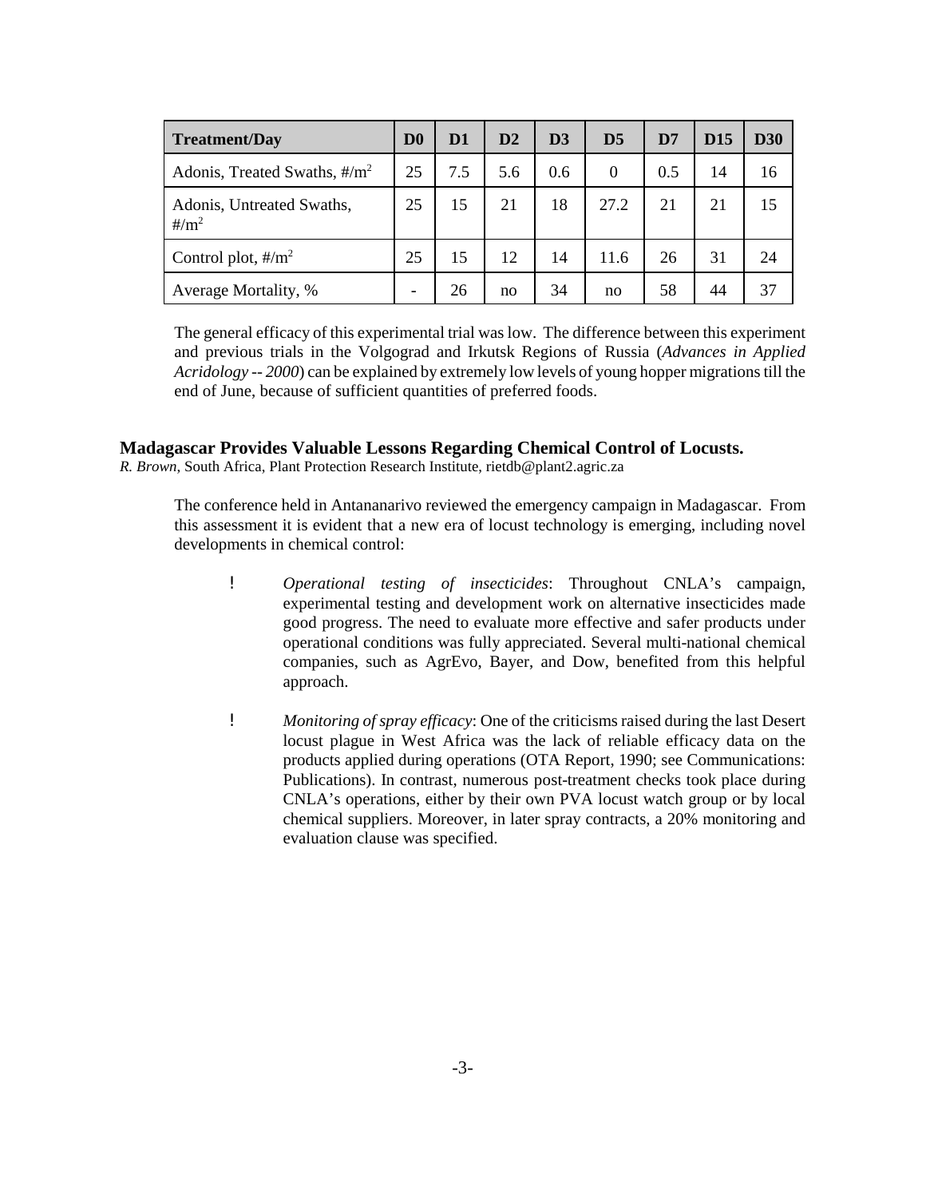| Treatment/Day | D0 | D1 | D2 | D3 | D5 | D7 | D15 | D30 |
|---|---|---|---|---|---|---|---|---|
| Adonis, Treated Swaths, #/$m^2$ | 25 | 7.5 | 5.6 | 0.6 | 0 | 0.5 | 14 | 16 |
| Adonis, Untreated Swaths, #/$m^2$ | 25 | 15 | 21 | 18 | 27.2 | 21 | 21 | 15 |
| Control plot, #/$m^2$ | 25 | 15 | 12 | 14 | 11.6 | 26 | 31 | 24 |
| Average Mortality, % | - | 26 | no | 34 | no | 58 | 44 | 37 |

The general efficacy of this experimental trial was low. The difference between this experiment and previous trials in the Volgograd and Irkutsk Regions of Russia (*Advances in Applied Acridology -- 2000*) can be explained by extremely low levels of young hopper migrations till the end of June, because of sufficient quantities of preferred foods.

### Madagascar Provides Valuable Lessons Regarding Chemical Control of Locusts.

*R. Brown*, South Africa, Plant Protection Research Institute, rietdb@plant2.agric.za

The conference held in Antananarivo reviewed the emergency campaign in Madagascar. From this assessment it is evident that a new era of locust technology is emerging, including novel developments in chemical control:

- *Operational testing of insecticides*: Throughout CNLA's campaign, experimental testing and development work on alternative insecticides made good progress. The need to evaluate more effective and safer products under operational conditions was fully appreciated. Several multi-national chemical companies, such as AgrEvo, Bayer, and Dow, benefited from this helpful approach.

- *Monitoring of spray efficacy*: One of the criticisms raised during the last Desert locust plague in West Africa was the lack of reliable efficacy data on the products applied during operations (OTA Report, 1990; see Communications: Publications). In contrast, numerous post-treatment checks took place during CNLA's operations, either by their own PVA locust watch group or by local chemical suppliers. Moreover, in later spray contracts, a 20% monitoring and evaluation clause was specified.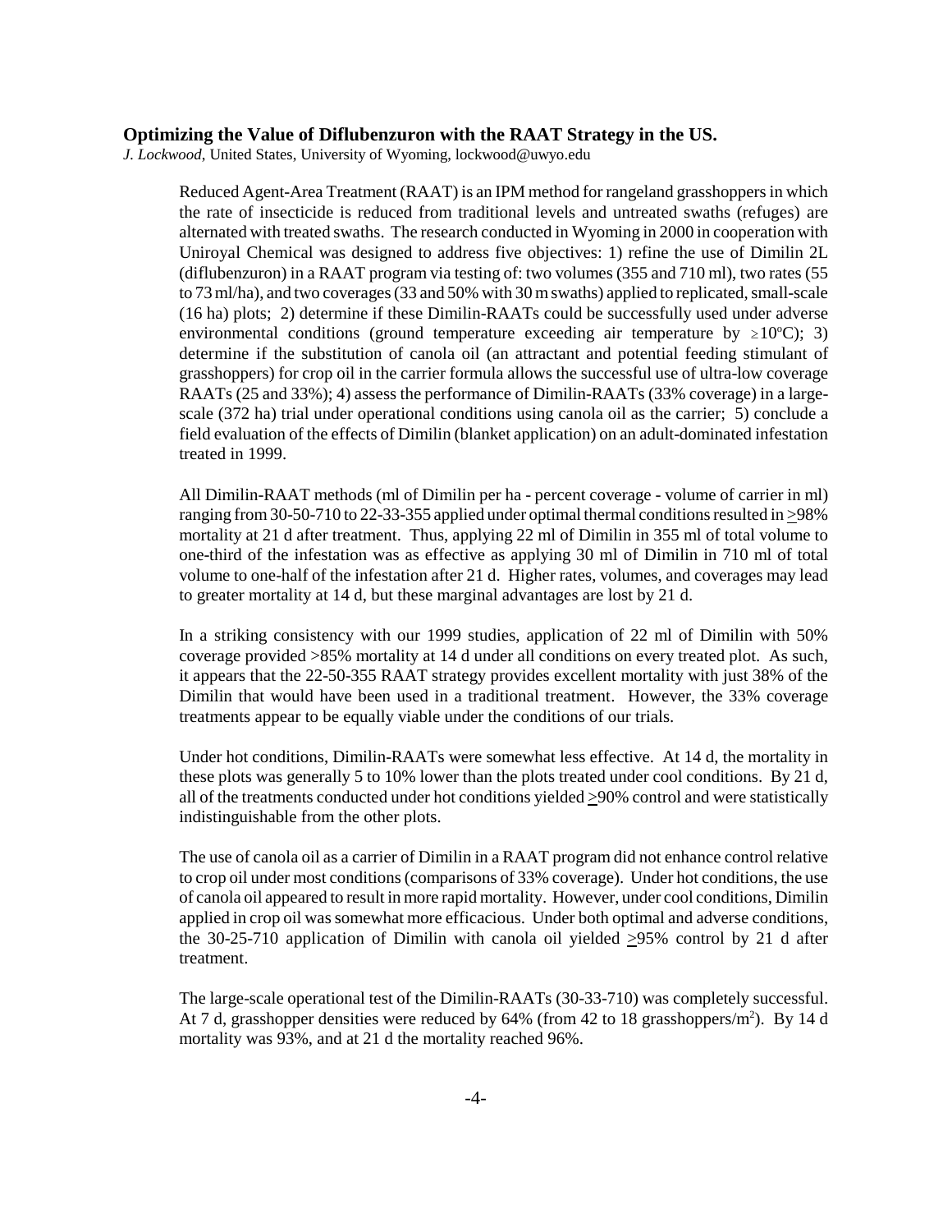## Optimizing the Value of Diflubenzuron with the RAAT Strategy in the US.

*J. Lockwood*, United States, University of Wyoming, lockwood@uwyo.edu

Reduced Agent-Area Treatment (RAAT) is an IPM method for rangeland grasshoppers in which the rate of insecticide is reduced from traditional levels and untreated swaths (refuges) are alternated with treated swaths. The research conducted in Wyoming in 2000 in cooperation with Uniroyal Chemical was designed to address five objectives: 1) refine the use of Dimilin 2L (diflubenzuron) in a RAAT program via testing of: two volumes (355 and 710 ml), two rates (55 to 73 ml/ha), and two coverages (33 and 50% with 30 m swaths) applied to replicated, small-scale (16 ha) plots; 2) determine if these Dimilin-RAATs could be successfully used under adverse environmental conditions (ground temperature exceeding air temperature by $\geq 10^{o}C$); 3) determine if the substitution of canola oil (an attractant and potential feeding stimulant of grasshoppers) for crop oil in the carrier formula allows the successful use of ultra-low coverage RAATs (25 and 33%); 4) assess the performance of Dimilin-RAATs (33% coverage) in a large-scale (372 ha) trial under operational conditions using canola oil as the carrier; 5) conclude a field evaluation of the effects of Dimilin (blanket application) on an adult-dominated infestation treated in 1999.

All Dimilin-RAAT methods (ml of Dimilin per ha - percent coverage - volume of carrier in ml) ranging from 30-50-710 to 22-33-355 applied under optimal thermal conditions resulted in $\geq$98% mortality at 21 d after treatment. Thus, applying 22 ml of Dimilin in 355 ml of total volume to one-third of the infestation was as effective as applying 30 ml of Dimilin in 710 ml of total volume to one-half of the infestation after 21 d. Higher rates, volumes, and coverages may lead to greater mortality at 14 d, but these marginal advantages are lost by 21 d.

In a striking consistency with our 1999 studies, application of 22 ml of Dimilin with 50% coverage provided >85% mortality at 14 d under all conditions on every treated plot. As such, it appears that the 22-50-355 RAAT strategy provides excellent mortality with just 38% of the Dimilin that would have been used in a traditional treatment. However, the 33% coverage treatments appear to be equally viable under the conditions of our trials.

Under hot conditions, Dimilin-RAATs were somewhat less effective. At 14 d, the mortality in these plots was generally 5 to 10% lower than the plots treated under cool conditions. By 21 d, all of the treatments conducted under hot conditions yielded $\geq$90% control and were statistically indistinguishable from the other plots.

The use of canola oil as a carrier of Dimilin in a RAAT program did not enhance control relative to crop oil under most conditions (comparisons of 33% coverage). Under hot conditions, the use of canola oil appeared to result in more rapid mortality. However, under cool conditions, Dimilin applied in crop oil was somewhat more efficacious. Under both optimal and adverse conditions, the 30-25-710 application of Dimilin with canola oil yielded $\geq$95% control by 21 d after treatment.

The large-scale operational test of the Dimilin-RAATs (30-33-710) was completely successful. At 7 d, grasshopper densities were reduced by 64% (from 42 to 18 grasshoppers/$m^2$). By 14 d mortality was 93%, and at 21 d the mortality reached 96%.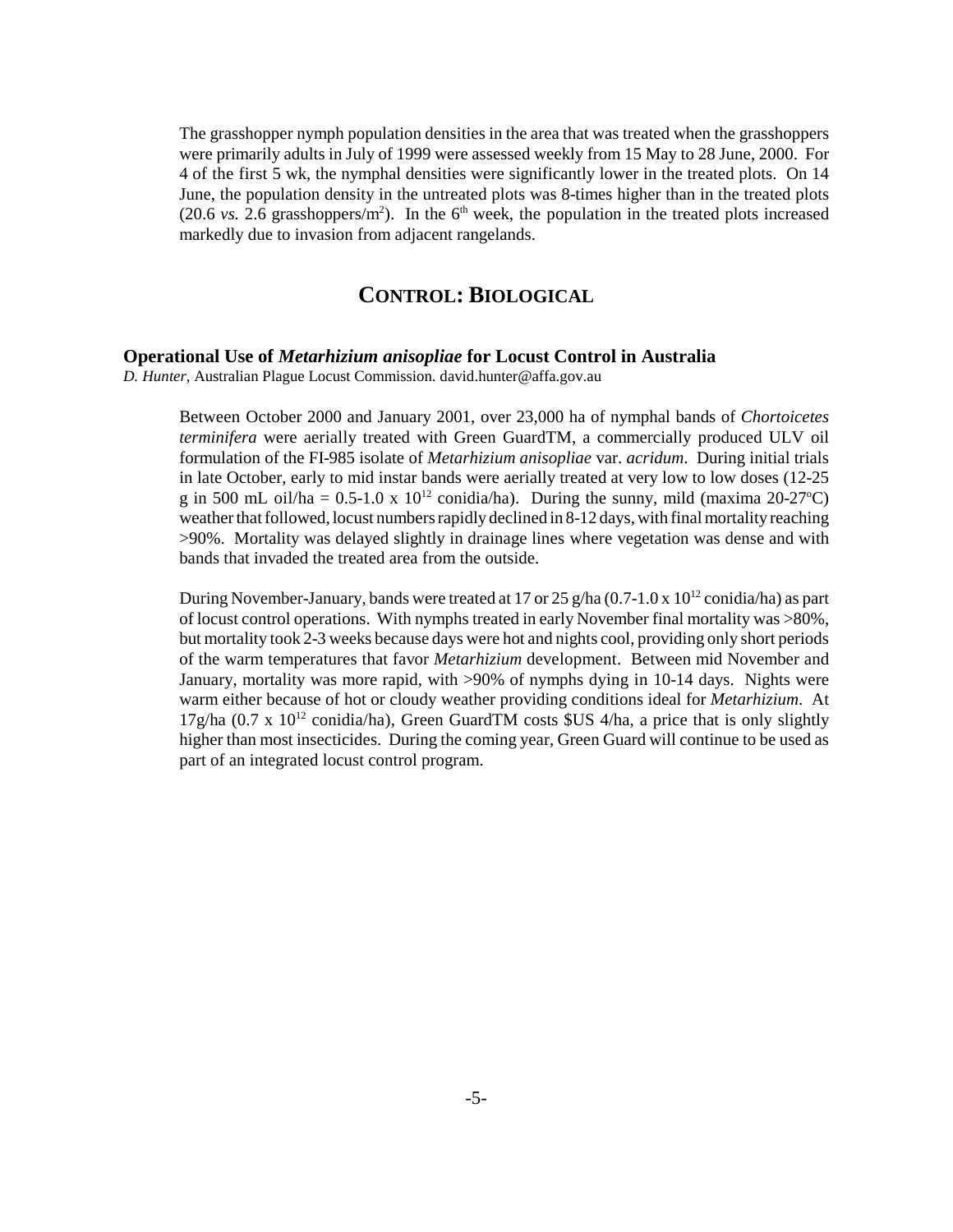The grasshopper nymph population densities in the area that was treated when the grasshoppers were primarily adults in July of 1999 were assessed weekly from 15 May to 28 June, 2000. For 4 of the first 5 wk, the nymphal densities were significantly lower in the treated plots. On 14 June, the population density in the untreated plots was 8-times higher than in the treated plots (20.6 *vs.* 2.6 grasshoppers/$m^2$). In the $6^{th}$ week, the population in the treated plots increased markedly due to invasion from adjacent rangelands.

## CONTROL: BIOLOGICAL

### Operational Use of *Metarhizium anisopliae* for Locust Control in Australia

*D. Hunter*, Australian Plague Locust Commission. david.hunter@affa.gov.au

Between October 2000 and January 2001, over 23,000 ha of nymphal bands of *Chortoicetes terminifera* were aerially treated with Green GuardTM, a commercially produced ULV oil formulation of the FI-985 isolate of *Metarhizium anisopliae* var. *acridum*. During initial trials in late October, early to mid instar bands were aerially treated at very low to low doses (12-25 g in 500 mL oil/ha = 0.5-1.0 x $10^{12}$ conidia/ha). During the sunny, mild (maxima 20-27$^{o}$C) weather that followed, locust numbers rapidly declined in 8-12 days, with final mortality reaching >90%. Mortality was delayed slightly in drainage lines where vegetation was dense and with bands that invaded the treated area from the outside.

During November-January, bands were treated at 17 or 25 g/ha (0.7-1.0 x $10^{12}$ conidia/ha) as part of locust control operations. With nymphs treated in early November final mortality was >80%, but mortality took 2-3 weeks because days were hot and nights cool, providing only short periods of the warm temperatures that favor *Metarhizium* development. Between mid November and January, mortality was more rapid, with >90% of nymphs dying in 10-14 days. Nights were warm either because of hot or cloudy weather providing conditions ideal for *Metarhizium*. At 17g/ha (0.7 x $10^{12}$ conidia/ha), Green GuardTM costs $US 4/ha, a price that is only slightly higher than most insecticides. During the coming year, Green Guard will continue to be used as part of an integrated locust control program.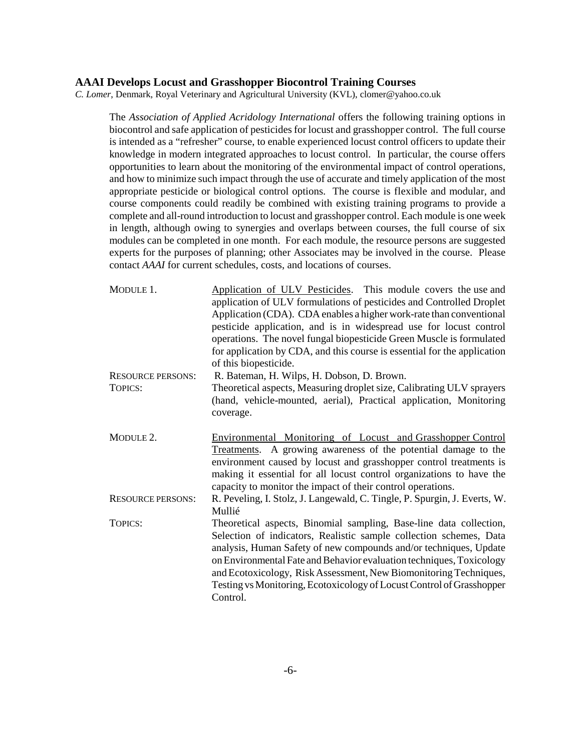## AAAI Develops Locust and Grasshopper Biocontrol Training Courses

*C. Lomer*, Denmark, Royal Veterinary and Agricultural University (KVL), clomer@yahoo.co.uk

The *Association of Applied Acridology International* offers the following training options in biocontrol and safe application of pesticides for locust and grasshopper control. The full course is intended as a "refresher" course, to enable experienced locust control officers to update their knowledge in modern integrated approaches to locust control. In particular, the course offers opportunities to learn about the monitoring of the environmental impact of control operations, and how to minimize such impact through the use of accurate and timely application of the most appropriate pesticide or biological control options. The course is flexible and modular, and course components could readily be combined with existing training programs to provide a complete and all-round introduction to locust and grasshopper control. Each module is one week in length, although owing to synergies and overlaps between courses, the full course of six modules can be completed in one month. For each module, the resource persons are suggested experts for the purposes of planning; other Associates may be involved in the course. Please contact *AAAI* for current schedules, costs, and locations of courses.

**MODULE 1.** Application of ULV Pesticides. This module covers the use and application of ULV formulations of pesticides and Controlled Droplet Application (CDA). CDA enables a higher work-rate than conventional pesticide application, and is in widespread use for locust control operations. The novel fungal biopesticide Green Muscle is formulated for application by CDA, and this course is essential for the application of this biopesticide.

**RESOURCE PERSONS:** R. Bateman, H. Wilps, H. Dobson, D. Brown.

**TOPICS:** Theoretical aspects, Measuring droplet size, Calibrating ULV sprayers (hand, vehicle-mounted, aerial), Practical application, Monitoring coverage.

**MODULE 2.** Environmental Monitoring of Locust and Grasshopper Control Treatments. A growing awareness of the potential damage to the environment caused by locust and grasshopper control treatments is making it essential for all locust control organizations to have the capacity to monitor the impact of their control operations.

**RESOURCE PERSONS:** R. Peveling, I. Stolz, J. Langewald, C. Tingle, P. Spurgin, J. Everts, W. Mullié

**TOPICS:** Theoretical aspects, Binomial sampling, Base-line data collection, Selection of indicators, Realistic sample collection schemes, Data analysis, Human Safety of new compounds and/or techniques, Update on Environmental Fate and Behavior evaluation techniques, Toxicology and Ecotoxicology, Risk Assessment, New Biomonitoring Techniques, Testing vs Monitoring, Ecotoxicology of Locust Control of Grasshopper Control.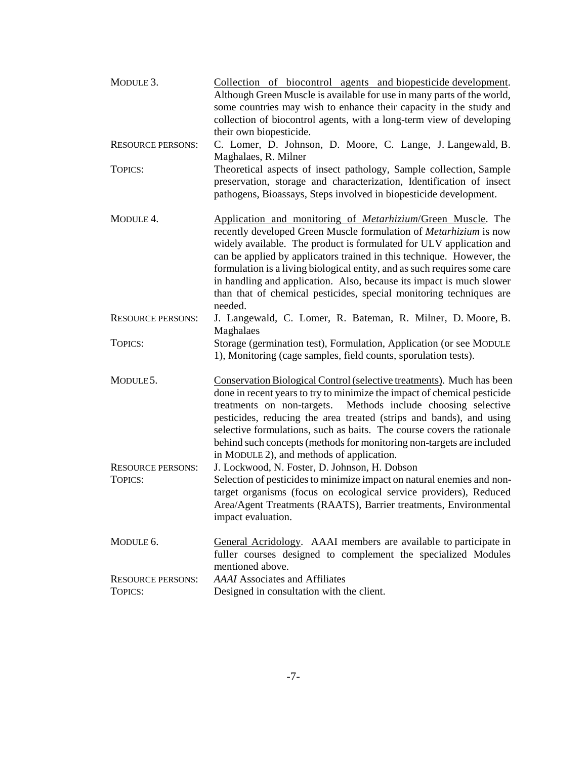MODULE 3. Collection of biocontrol agents and biopesticide development. Although Green Muscle is available for use in many parts of the world, some countries may wish to enhance their capacity in the study and collection of biocontrol agents, with a long-term view of developing their own biopesticide.

RESOURCE PERSONS: C. Lomer, D. Johnson, D. Moore, C. Lange, J. Langewald, B. Maghalaes, R. Milner

TOPICS: Theoretical aspects of insect pathology, Sample collection, Sample preservation, storage and characterization, Identification of insect pathogens, Bioassays, Steps involved in biopesticide development.

MODULE 4. Application and monitoring of *Metarhizium*/Green Muscle. The recently developed Green Muscle formulation of *Metarhizium* is now widely available. The product is formulated for ULV application and can be applied by applicators trained in this technique. However, the formulation is a living biological entity, and as such requires some care in handling and application. Also, because its impact is much slower than that of chemical pesticides, special monitoring techniques are needed.

RESOURCE PERSONS: J. Langewald, C. Lomer, R. Bateman, R. Milner, D. Moore, B. Maghalaes

TOPICS: Storage (germination test), Formulation, Application (or see MODULE 1), Monitoring (cage samples, field counts, sporulation tests).

MODULE 5. Conservation Biological Control (selective treatments). Much has been done in recent years to try to minimize the impact of chemical pesticide treatments on non-targets. Methods include choosing selective pesticides, reducing the area treated (strips and bands), and using selective formulations, such as baits. The course covers the rationale behind such concepts (methods for monitoring non-targets are included in MODULE 2), and methods of application.

RESOURCE PERSONS: J. Lockwood, N. Foster, D. Johnson, H. Dobson

TOPICS: Selection of pesticides to minimize impact on natural enemies and non-target organisms (focus on ecological service providers), Reduced Area/Agent Treatments (RAATS), Barrier treatments, Environmental impact evaluation.

MODULE 6. General Acridology. AAAI members are available to participate in fuller courses designed to complement the specialized Modules mentioned above.

RESOURCE PERSONS: *AAAI* Associates and Affiliates

TOPICS: Designed in consultation with the client.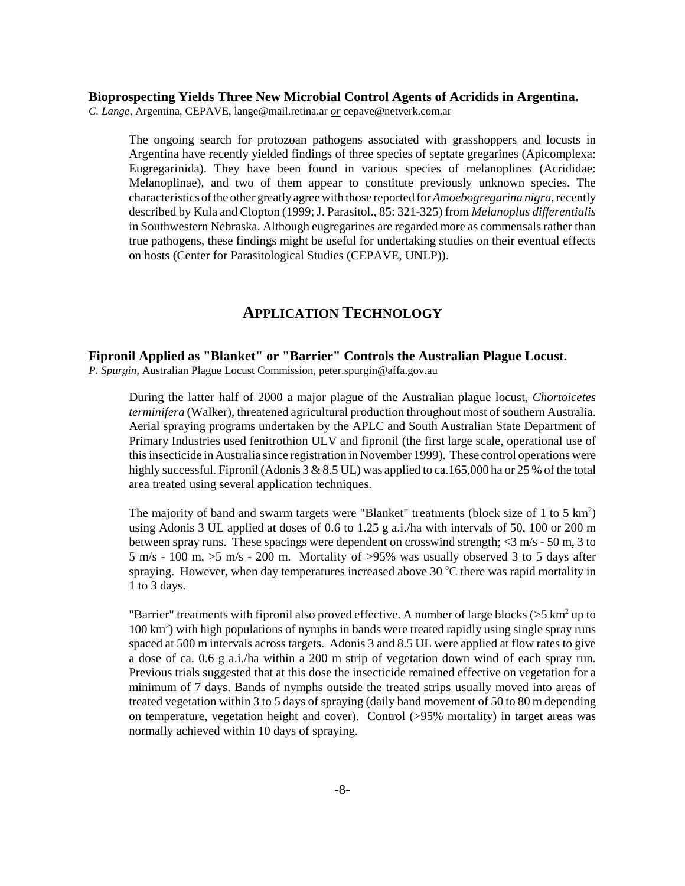**Bioprospecting Yields Three New Microbial Control Agents of Acridids in Argentina.**
*C. Lange*, Argentina, CEPAVE, lange@mail.retina.ar *or* cepave@netverk.com.ar

The ongoing search for protozoan pathogens associated with grasshoppers and locusts in Argentina have recently yielded findings of three species of septate gregarines (Apicomplexa: Eugregarinida). They have been found in various species of melanoplines (Acrididae: Melanoplinae), and two of them appear to constitute previously unknown species. The characteristics of the other greatly agree with those reported for *Amoebogregarina nigra*, recently described by Kula and Clopton (1999; J. Parasitol., 85: 321-325) from *Melanoplus differentialis* in Southwestern Nebraska. Although eugregarines are regarded more as commensals rather than true pathogens, these findings might be useful for undertaking studies on their eventual effects on hosts (Center for Parasitological Studies (CEPAVE, UNLP)).

## APPLICATION TECHNOLOGY

**Fipronil Applied as "Blanket" or "Barrier" Controls the Australian Plague Locust.**
*P. Spurgin*, Australian Plague Locust Commission, peter.spurgin@affa.gov.au

During the latter half of 2000 a major plague of the Australian plague locust, *Chortoicetes terminifera* (Walker), threatened agricultural production throughout most of southern Australia. Aerial spraying programs undertaken by the APLC and South Australian State Department of Primary Industries used fenitrothion ULV and fipronil (the first large scale, operational use of this insecticide in Australia since registration in November 1999). These control operations were highly successful. Fipronil (Adonis 3 & 8.5 UL) was applied to ca.165,000 ha or 25 % of the total area treated using several application techniques.

The majority of band and swarm targets were "Blanket" treatments (block size of 1 to 5 km$^2$) using Adonis 3 UL applied at doses of 0.6 to 1.25 g a.i./ha with intervals of 50, 100 or 200 m between spray runs. These spacings were dependent on crosswind strength; <3 m/s - 50 m, 3 to 5 m/s - 100 m, >5 m/s - 200 m. Mortality of >95% was usually observed 3 to 5 days after spraying. However, when day temperatures increased above 30 °C there was rapid mortality in 1 to 3 days.

"Barrier" treatments with fipronil also proved effective. A number of large blocks (>5 km$^2$ up to 100 km$^2$) with high populations of nymphs in bands were treated rapidly using single spray runs spaced at 500 m intervals across targets. Adonis 3 and 8.5 UL were applied at flow rates to give a dose of ca. 0.6 g a.i./ha within a 200 m strip of vegetation down wind of each spray run. Previous trials suggested that at this dose the insecticide remained effective on vegetation for a minimum of 7 days. Bands of nymphs outside the treated strips usually moved into areas of treated vegetation within 3 to 5 days of spraying (daily band movement of 50 to 80 m depending on temperature, vegetation height and cover). Control (>95% mortality) in target areas was normally achieved within 10 days of spraying.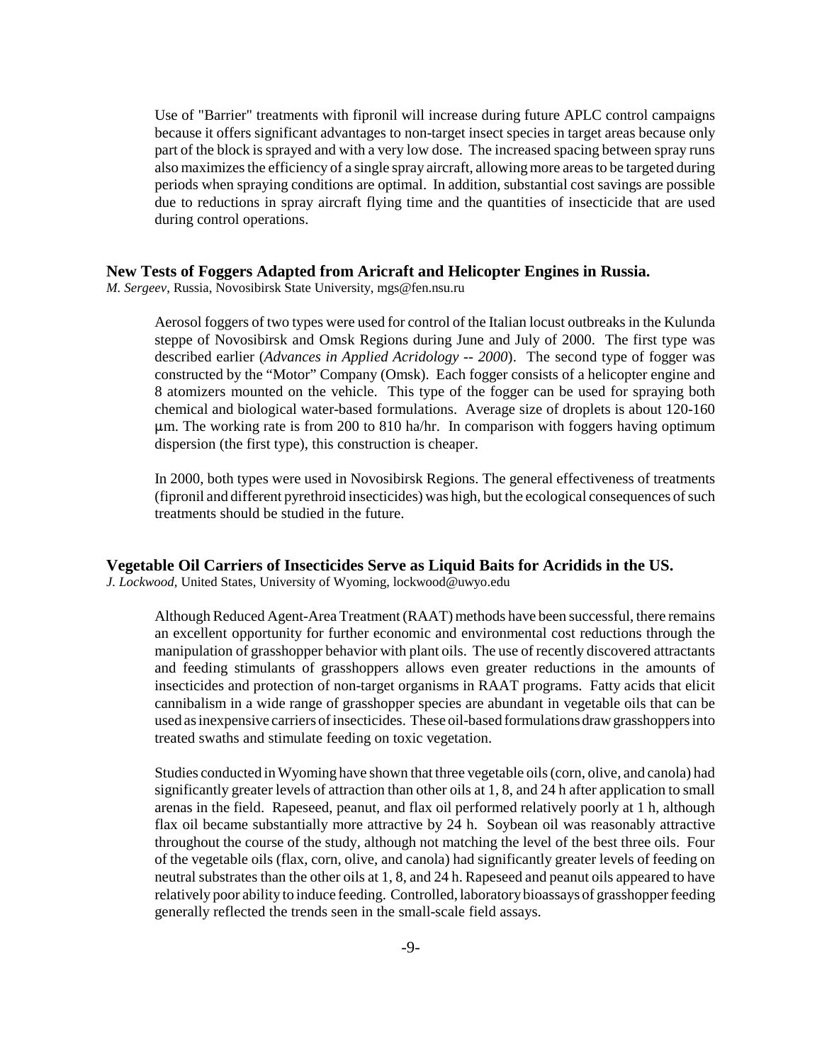Use of "Barrier" treatments with fipronil will increase during future APLC control campaigns because it offers significant advantages to non-target insect species in target areas because only part of the block is sprayed and with a very low dose. The increased spacing between spray runs also maximizes the efficiency of a single spray aircraft, allowing more areas to be targeted during periods when spraying conditions are optimal. In addition, substantial cost savings are possible due to reductions in spray aircraft flying time and the quantities of insecticide that are used during control operations.

### New Tests of Foggers Adapted from Aricraft and Helicopter Engines in Russia.

*M. Sergeev*, Russia, Novosibirsk State University, mgs@fen.nsu.ru

Aerosol foggers of two types were used for control of the Italian locust outbreaks in the Kulunda steppe of Novosibirsk and Omsk Regions during June and July of 2000. The first type was described earlier (*Advances in Applied Acridology -- 2000*). The second type of fogger was constructed by the "Motor" Company (Omsk). Each fogger consists of a helicopter engine and 8 atomizers mounted on the vehicle. This type of the fogger can be used for spraying both chemical and biological water-based formulations. Average size of droplets is about 120-160 μm. The working rate is from 200 to 810 ha/hr. In comparison with foggers having optimum dispersion (the first type), this construction is cheaper.

In 2000, both types were used in Novosibirsk Regions. The general effectiveness of treatments (fipronil and different pyrethroid insecticides) was high, but the ecological consequences of such treatments should be studied in the future.

### Vegetable Oil Carriers of Insecticides Serve as Liquid Baits for Acridids in the US.

*J. Lockwood*, United States, University of Wyoming, lockwood@uwyo.edu

Although Reduced Agent-Area Treatment (RAAT) methods have been successful, there remains an excellent opportunity for further economic and environmental cost reductions through the manipulation of grasshopper behavior with plant oils. The use of recently discovered attractants and feeding stimulants of grasshoppers allows even greater reductions in the amounts of insecticides and protection of non-target organisms in RAAT programs. Fatty acids that elicit cannibalism in a wide range of grasshopper species are abundant in vegetable oils that can be used as inexpensive carriers of insecticides. These oil-based formulations draw grasshoppers into treated swaths and stimulate feeding on toxic vegetation.

Studies conducted in Wyoming have shown that three vegetable oils (corn, olive, and canola) had significantly greater levels of attraction than other oils at 1, 8, and 24 h after application to small arenas in the field. Rapeseed, peanut, and flax oil performed relatively poorly at 1 h, although flax oil became substantially more attractive by 24 h. Soybean oil was reasonably attractive throughout the course of the study, although not matching the level of the best three oils. Four of the vegetable oils (flax, corn, olive, and canola) had significantly greater levels of feeding on neutral substrates than the other oils at 1, 8, and 24 h. Rapeseed and peanut oils appeared to have relatively poor ability to induce feeding. Controlled, laboratory bioassays of grasshopper feeding generally reflected the trends seen in the small-scale field assays.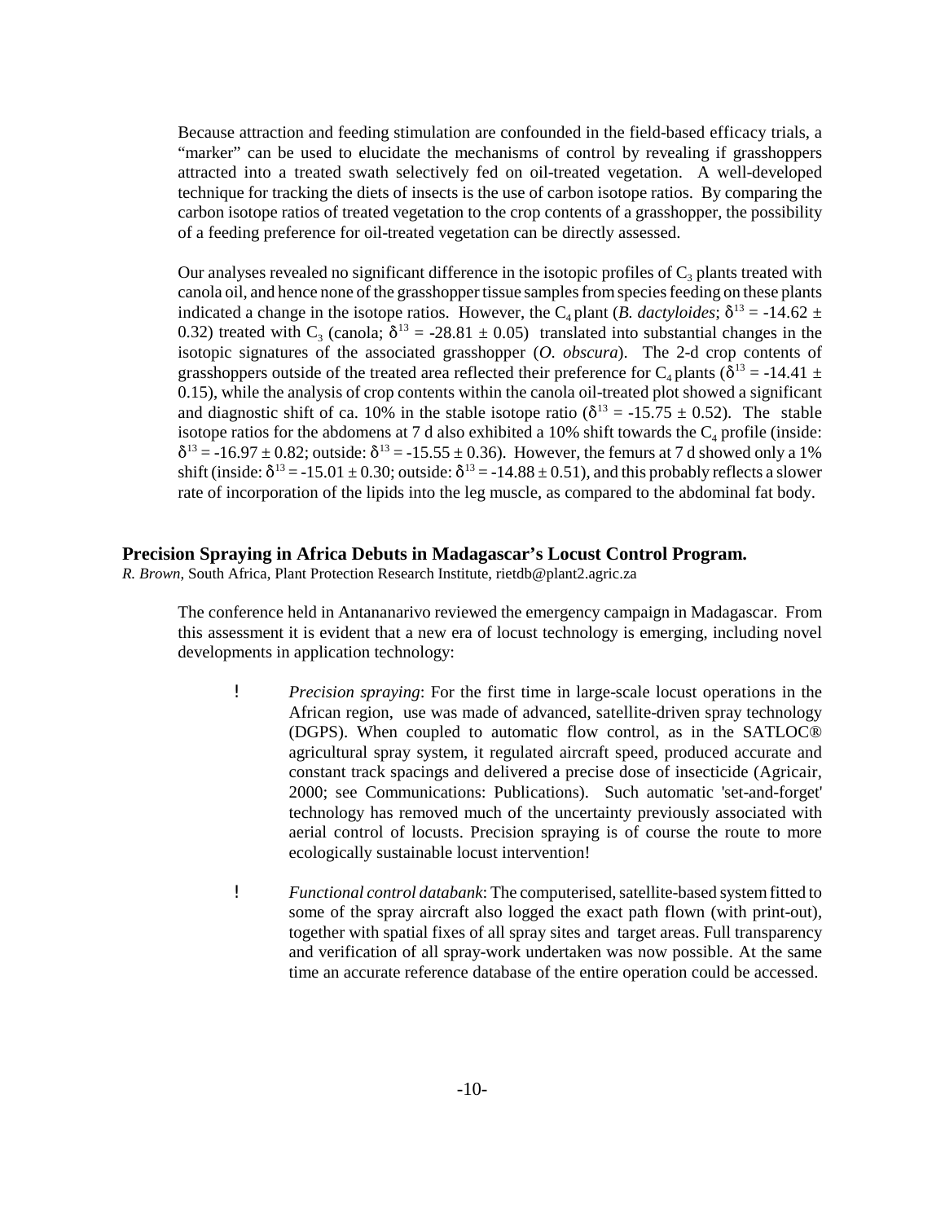Because attraction and feeding stimulation are confounded in the field-based efficacy trials, a "marker" can be used to elucidate the mechanisms of control by revealing if grasshoppers attracted into a treated swath selectively fed on oil-treated vegetation. A well-developed technique for tracking the diets of insects is the use of carbon isotope ratios. By comparing the carbon isotope ratios of treated vegetation to the crop contents of a grasshopper, the possibility of a feeding preference for oil-treated vegetation can be directly assessed.

Our analyses revealed no significant difference in the isotopic profiles of $C_3$ plants treated with canola oil, and hence none of the grasshopper tissue samples from species feeding on these plants indicated a change in the isotope ratios. However, the $C_4$ plant (*B. dactyloides*; $\delta^{13} = -14.62 \pm 0.32$) treated with $C_3$ (canola; $\delta^{13} = -28.81 \pm 0.05$) translated into substantial changes in the isotopic signatures of the associated grasshopper (*O. obscura*). The 2-d crop contents of grasshoppers outside of the treated area reflected their preference for $C_4$ plants ($\delta^{13} = -14.41 \pm 0.15$), while the analysis of crop contents within the canola oil-treated plot showed a significant and diagnostic shift of ca. 10% in the stable isotope ratio ($\delta^{13} = -15.75 \pm 0.52$). The stable isotope ratios for the abdomens at 7 d also exhibited a 10% shift towards the $C_4$ profile (inside: $\delta^{13} = -16.97 \pm 0.82$; outside: $\delta^{13} = -15.55 \pm 0.36$). However, the femurs at 7 d showed only a 1% shift (inside: $\delta^{13} = -15.01 \pm 0.30$; outside: $\delta^{13} = -14.88 \pm 0.51$), and this probably reflects a slower rate of incorporation of the lipids into the leg muscle, as compared to the abdominal fat body.

## Precision Spraying in Africa Debuts in Madagascar's Locust Control Program.

*R. Brown*, South Africa, Plant Protection Research Institute, rietdb@plant2.agric.za

The conference held in Antananarivo reviewed the emergency campaign in Madagascar. From this assessment it is evident that a new era of locust technology is emerging, including novel developments in application technology:

- *Precision spraying*: For the first time in large-scale locust operations in the African region, use was made of advanced, satellite-driven spray technology (DGPS). When coupled to automatic flow control, as in the SATLOC® agricultural spray system, it regulated aircraft speed, produced accurate and constant track spacings and delivered a precise dose of insecticide (Agricair, 2000; see Communications: Publications). Such automatic 'set-and-forget' technology has removed much of the uncertainty previously associated with aerial control of locusts. Precision spraying is of course the route to more ecologically sustainable locust intervention!

- *Functional control databank*: The computerised, satellite-based system fitted to some of the spray aircraft also logged the exact path flown (with print-out), together with spatial fixes of all spray sites and target areas. Full transparency and verification of all spray-work undertaken was now possible. At the same time an accurate reference database of the entire operation could be accessed.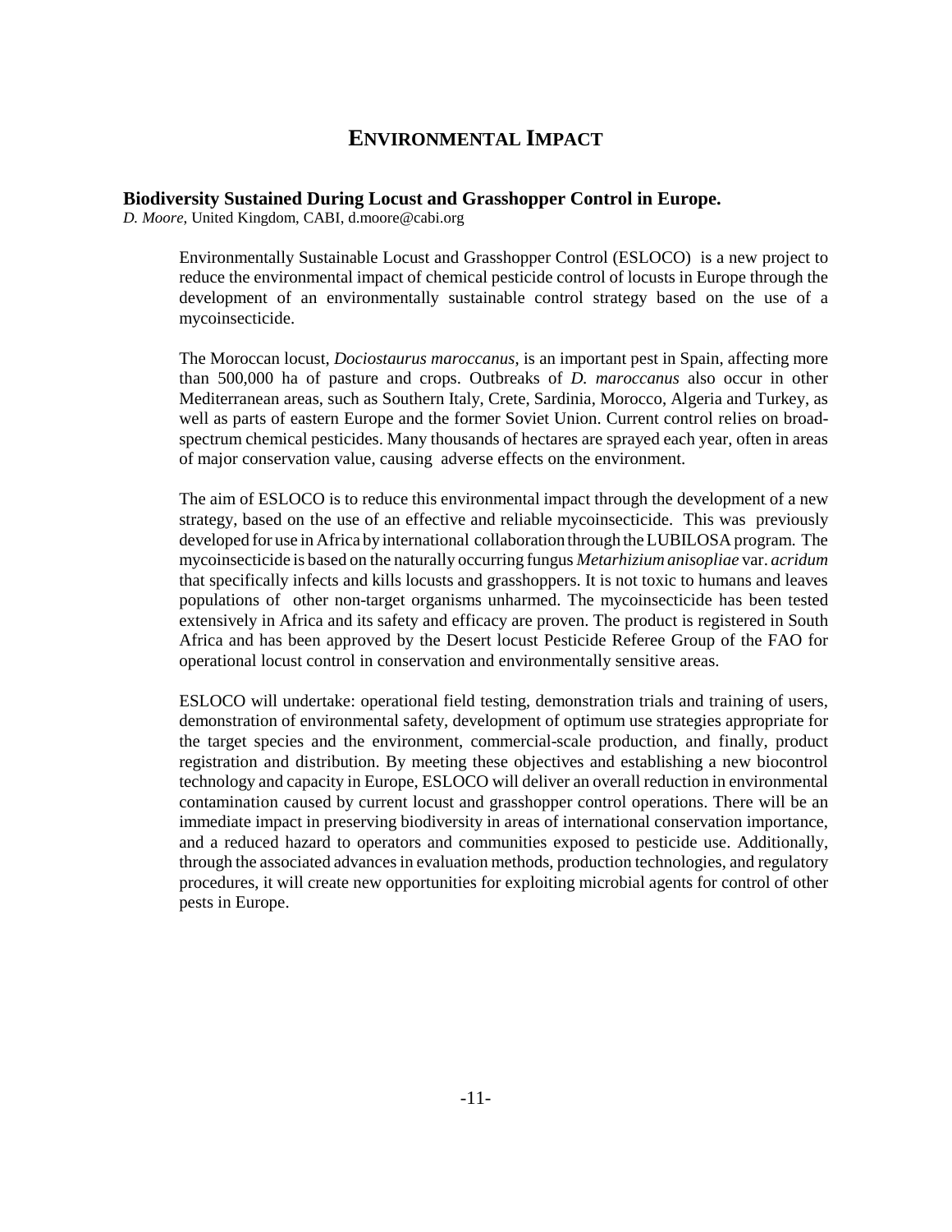# ENVIRONMENTAL IMPACT

### Biodiversity Sustained During Locust and Grasshopper Control in Europe.

*D. Moore*, United Kingdom, CABI, d.moore@cabi.org

Environmentally Sustainable Locust and Grasshopper Control (ESLOCO) is a new project to reduce the environmental impact of chemical pesticide control of locusts in Europe through the development of an environmentally sustainable control strategy based on the use of a mycoinsecticide.

The Moroccan locust, *Dociostaurus maroccanus*, is an important pest in Spain, affecting more than 500,000 ha of pasture and crops. Outbreaks of *D. maroccanus* also occur in other Mediterranean areas, such as Southern Italy, Crete, Sardinia, Morocco, Algeria and Turkey, as well as parts of eastern Europe and the former Soviet Union. Current control relies on broad-spectrum chemical pesticides. Many thousands of hectares are sprayed each year, often in areas of major conservation value, causing adverse effects on the environment.

The aim of ESLOCO is to reduce this environmental impact through the development of a new strategy, based on the use of an effective and reliable mycoinsecticide. This was previously developed for use in Africa by international collaboration through the LUBILOSA program. The mycoinsecticide is based on the naturally occurring fungus *Metarhizium anisopliae* var. *acridum* that specifically infects and kills locusts and grasshoppers. It is not toxic to humans and leaves populations of other non-target organisms unharmed. The mycoinsecticide has been tested extensively in Africa and its safety and efficacy are proven. The product is registered in South Africa and has been approved by the Desert locust Pesticide Referee Group of the FAO for operational locust control in conservation and environmentally sensitive areas.

ESLOCO will undertake: operational field testing, demonstration trials and training of users, demonstration of environmental safety, development of optimum use strategies appropriate for the target species and the environment, commercial-scale production, and finally, product registration and distribution. By meeting these objectives and establishing a new biocontrol technology and capacity in Europe, ESLOCO will deliver an overall reduction in environmental contamination caused by current locust and grasshopper control operations. There will be an immediate impact in preserving biodiversity in areas of international conservation importance, and a reduced hazard to operators and communities exposed to pesticide use. Additionally, through the associated advances in evaluation methods, production technologies, and regulatory procedures, it will create new opportunities for exploiting microbial agents for control of other pests in Europe.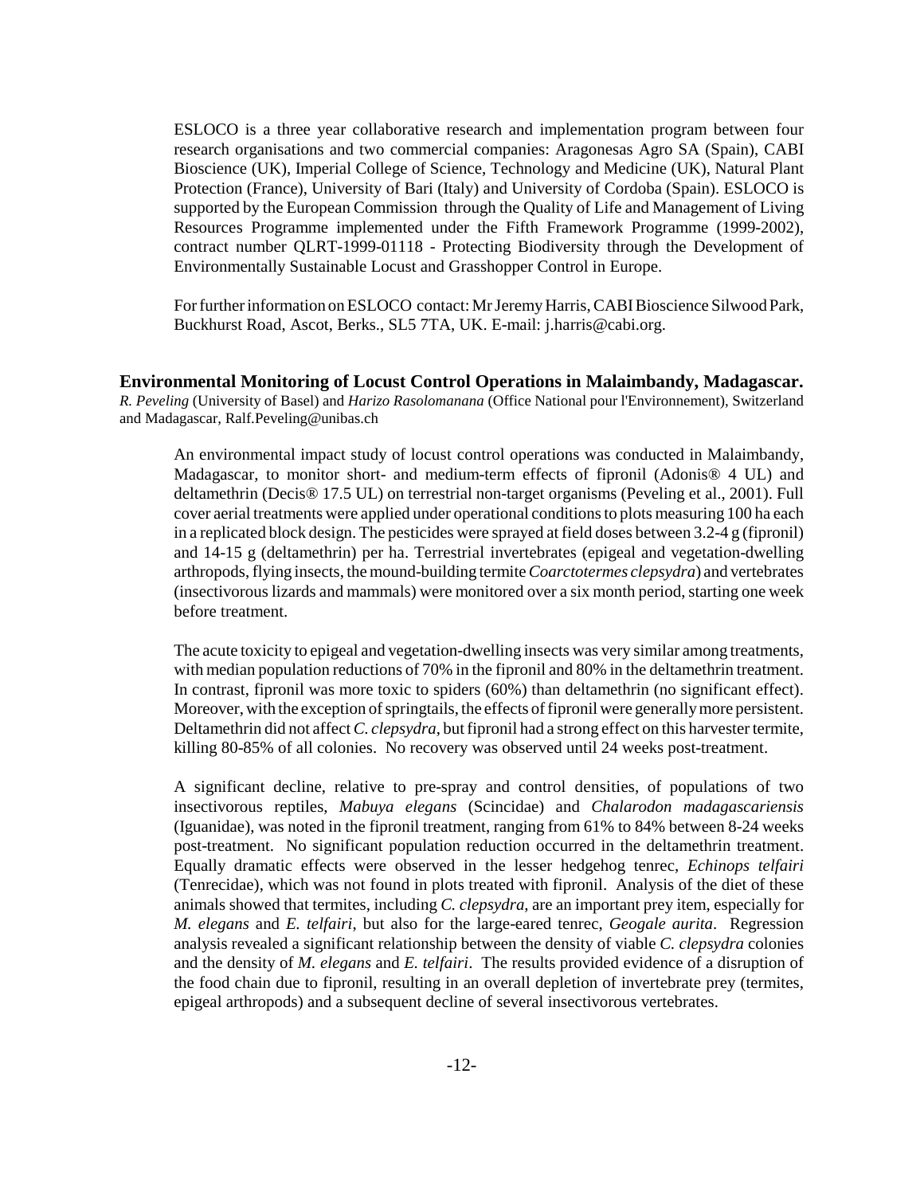ESLOCO is a three year collaborative research and implementation program between four research organisations and two commercial companies: Aragonesas Agro SA (Spain), CABI Bioscience (UK), Imperial College of Science, Technology and Medicine (UK), Natural Plant Protection (France), University of Bari (Italy) and University of Cordoba (Spain). ESLOCO is supported by the European Commission through the Quality of Life and Management of Living Resources Programme implemented under the Fifth Framework Programme (1999-2002), contract number QLRT-1999-01118 - Protecting Biodiversity through the Development of Environmentally Sustainable Locust and Grasshopper Control in Europe.

For further information on ESLOCO contact: Mr Jeremy Harris, CABI Bioscience Silwood Park, Buckhurst Road, Ascot, Berks., SL5 7TA, UK. E-mail: j.harris@cabi.org.

## Environmental Monitoring of Locust Control Operations in Malaimbandy, Madagascar.

*R. Peveling* (University of Basel) and *Harizo Rasolomanana* (Office National pour l'Environnement), Switzerland and Madagascar, Ralf.Peveling@unibas.ch

An environmental impact study of locust control operations was conducted in Malaimbandy, Madagascar, to monitor short- and medium-term effects of fipronil (Adonis® 4 UL) and deltamethrin (Decis® 17.5 UL) on terrestrial non-target organisms (Peveling et al., 2001). Full cover aerial treatments were applied under operational conditions to plots measuring 100 ha each in a replicated block design. The pesticides were sprayed at field doses between 3.2-4 g (fipronil) and 14-15 g (deltamethrin) per ha. Terrestrial invertebrates (epigeal and vegetation-dwelling arthropods, flying insects, the mound-building termite *Coarctotermes clepsydra*) and vertebrates (insectivorous lizards and mammals) were monitored over a six month period, starting one week before treatment.

The acute toxicity to epigeal and vegetation-dwelling insects was very similar among treatments, with median population reductions of 70% in the fipronil and 80% in the deltamethrin treatment. In contrast, fipronil was more toxic to spiders (60%) than deltamethrin (no significant effect). Moreover, with the exception of springtails, the effects of fipronil were generally more persistent. Deltamethrin did not affect *C. clepsydra*, but fipronil had a strong effect on this harvester termite, killing 80-85% of all colonies. No recovery was observed until 24 weeks post-treatment.

A significant decline, relative to pre-spray and control densities, of populations of two insectivorous reptiles, *Mabuya elegans* (Scincidae) and *Chalarodon madagascariensis* (Iguanidae), was noted in the fipronil treatment, ranging from 61% to 84% between 8-24 weeks post-treatment. No significant population reduction occurred in the deltamethrin treatment. Equally dramatic effects were observed in the lesser hedgehog tenrec, *Echinops telfairi* (Tenrecidae), which was not found in plots treated with fipronil. Analysis of the diet of these animals showed that termites, including *C. clepsydra*, are an important prey item, especially for *M. elegans* and *E. telfairi*, but also for the large-eared tenrec, *Geogale aurita*. Regression analysis revealed a significant relationship between the density of viable *C. clepsydra* colonies and the density of *M. elegans* and *E. telfairi*. The results provided evidence of a disruption of the food chain due to fipronil, resulting in an overall depletion of invertebrate prey (termites, epigeal arthropods) and a subsequent decline of several insectivorous vertebrates.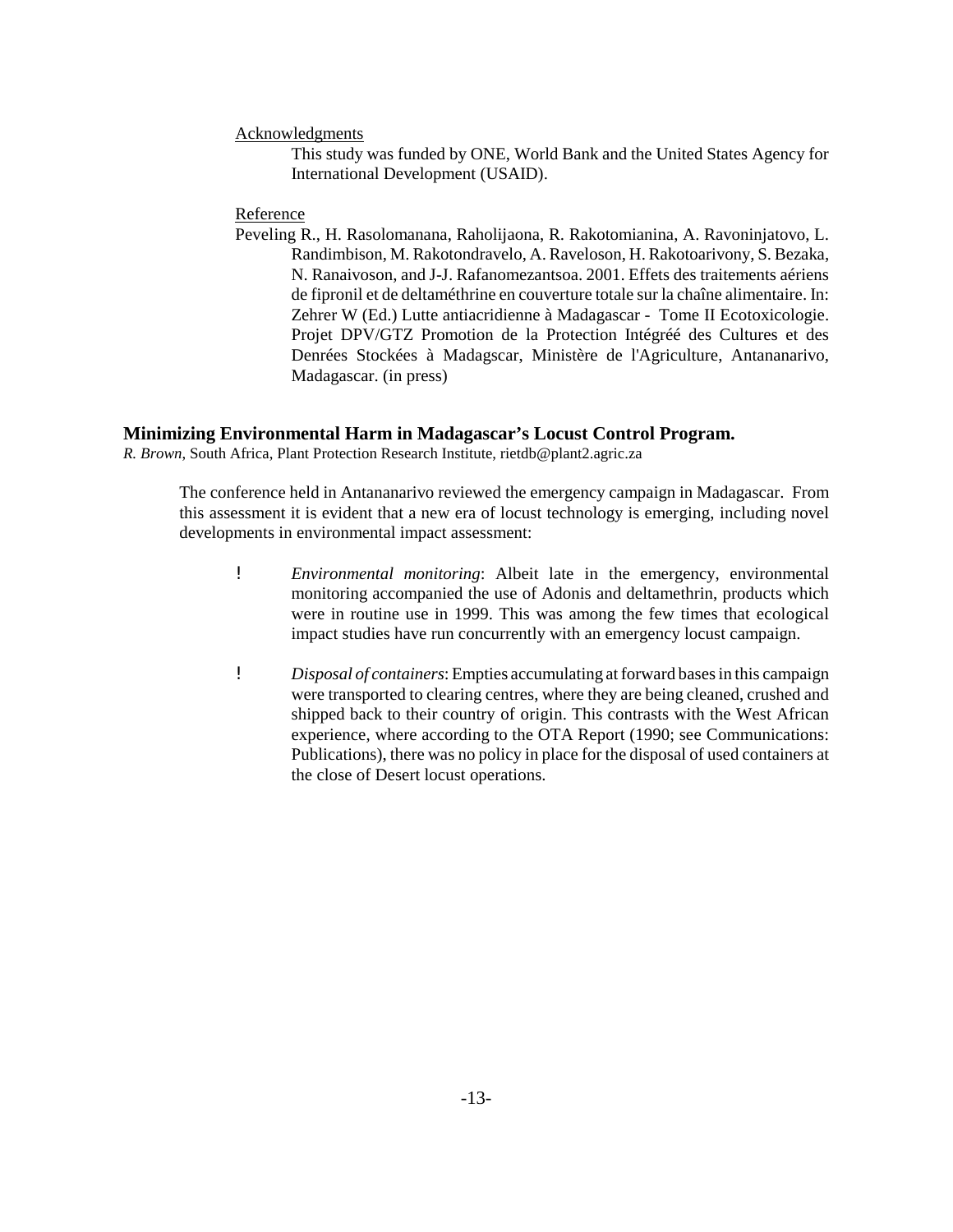Acknowledgments

This study was funded by ONE, World Bank and the United States Agency for International Development (USAID).

Reference

Peveling R., H. Rasolomanana, Raholijaona, R. Rakotomianina, A. Ravoninjatovo, L. Randimbison, M. Rakotondravelo, A. Raveloson, H. Rakotoarivony, S. Bezaka, N. Ranaivoson, and J-J. Rafanomezantsoa. 2001. Effets des traitements aériens de fipronil et de deltaméthrine en couverture totale sur la chaîne alimentaire. In: Zehrer W (Ed.) Lutte antiacridienne à Madagascar - Tome II Ecotoxicologie. Projet DPV/GTZ Promotion de la Protection Intégréé des Cultures et des Denrées Stockées à Madagscar, Ministère de l'Agriculture, Antananarivo, Madagascar. (in press)

## Minimizing Environmental Harm in Madagascar's Locust Control Program.

*R. Brown*, South Africa, Plant Protection Research Institute, rietdb@plant2.agric.za

The conference held in Antananarivo reviewed the emergency campaign in Madagascar. From this assessment it is evident that a new era of locust technology is emerging, including novel developments in environmental impact assessment:

- *Environmental monitoring*: Albeit late in the emergency, environmental monitoring accompanied the use of Adonis and deltamethrin, products which were in routine use in 1999. This was among the few times that ecological impact studies have run concurrently with an emergency locust campaign.

- *Disposal of containers*: Empties accumulating at forward bases in this campaign were transported to clearing centres, where they are being cleaned, crushed and shipped back to their country of origin. This contrasts with the West African experience, where according to the OTA Report (1990; see Communications: Publications), there was no policy in place for the disposal of used containers at the close of Desert locust operations.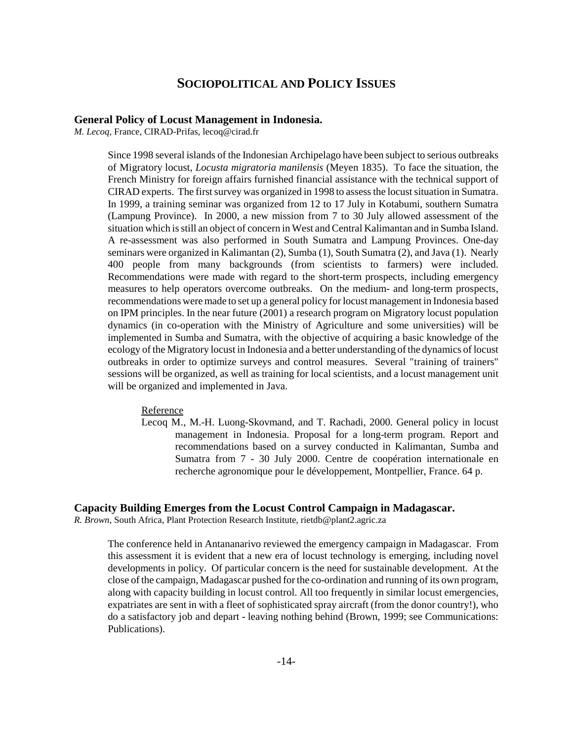# SOCIOPOLITICAL AND POLICY ISSUES

## General Policy of Locust Management in Indonesia.

*M. Lecoq*, France, CIRAD-Prifas, lecoq@cirad.fr

Since 1998 several islands of the Indonesian Archipelago have been subject to serious outbreaks of Migratory locust, *Locusta migratoria manilensis* (Meyen 1835). To face the situation, the French Ministry for foreign affairs furnished financial assistance with the technical support of CIRAD experts. The first survey was organized in 1998 to assess the locust situation in Sumatra. In 1999, a training seminar was organized from 12 to 17 July in Kotabumi, southern Sumatra (Lampung Province). In 2000, a new mission from 7 to 30 July allowed assessment of the situation which is still an object of concern in West and Central Kalimantan and in Sumba Island. A re-assessment was also performed in South Sumatra and Lampung Provinces. One-day seminars were organized in Kalimantan (2), Sumba (1), South Sumatra (2), and Java (1). Nearly 400 people from many backgrounds (from scientists to farmers) were included. Recommendations were made with regard to the short-term prospects, including emergency measures to help operators overcome outbreaks. On the medium- and long-term prospects, recommendations were made to set up a general policy for locust management in Indonesia based on IPM principles. In the near future (2001) a research program on Migratory locust population dynamics (in co-operation with the Ministry of Agriculture and some universities) will be implemented in Sumba and Sumatra, with the objective of acquiring a basic knowledge of the ecology of the Migratory locust in Indonesia and a better understanding of the dynamics of locust outbreaks in order to optimize surveys and control measures. Several "training of trainers" sessions will be organized, as well as training for local scientists, and a locust management unit will be organized and implemented in Java.

Reference

Lecoq M., M.-H. Luong-Skovmand, and T. Rachadi, 2000. General policy in locust management in Indonesia. Proposal for a long-term program. Report and recommendations based on a survey conducted in Kalimantan, Sumba and Sumatra from 7 - 30 July 2000. Centre de coopération internationale en recherche agronomique pour le développement, Montpellier, France. 64 p.

## Capacity Building Emerges from the Locust Control Campaign in Madagascar.

*R. Brown*, South Africa, Plant Protection Research Institute, rietdb@plant2.agric.za

The conference held in Antananarivo reviewed the emergency campaign in Madagascar. From this assessment it is evident that a new era of locust technology is emerging, including novel developments in policy. Of particular concern is the need for sustainable development. At the close of the campaign, Madagascar pushed for the co-ordination and running of its own program, along with capacity building in locust control. All too frequently in similar locust emergencies, expatriates are sent in with a fleet of sophisticated spray aircraft (from the donor country!), who do a satisfactory job and depart - leaving nothing behind (Brown, 1999; see Communications: Publications).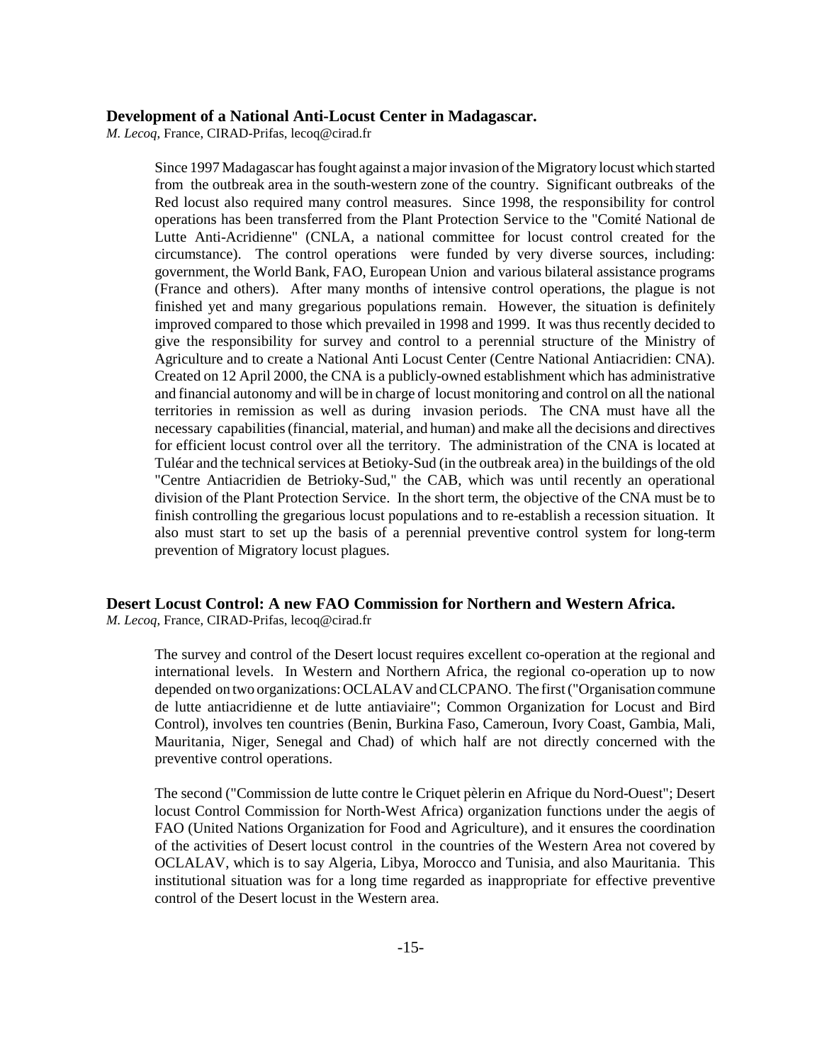### Development of a National Anti-Locust Center in Madagascar.

*M. Lecoq*, France, CIRAD-Prifas, lecoq@cirad.fr

Since 1997 Madagascar has fought against a major invasion of the Migratory locust which started from the outbreak area in the south-western zone of the country. Significant outbreaks of the Red locust also required many control measures. Since 1998, the responsibility for control operations has been transferred from the Plant Protection Service to the "Comité National de Lutte Anti-Acridienne" (CNLA, a national committee for locust control created for the circumstance). The control operations were funded by very diverse sources, including: government, the World Bank, FAO, European Union and various bilateral assistance programs (France and others). After many months of intensive control operations, the plague is not finished yet and many gregarious populations remain. However, the situation is definitely improved compared to those which prevailed in 1998 and 1999. It was thus recently decided to give the responsibility for survey and control to a perennial structure of the Ministry of Agriculture and to create a National Anti Locust Center (Centre National Antiacridien: CNA). Created on 12 April 2000, the CNA is a publicly-owned establishment which has administrative and financial autonomy and will be in charge of locust monitoring and control on all the national territories in remission as well as during invasion periods. The CNA must have all the necessary capabilities (financial, material, and human) and make all the decisions and directives for efficient locust control over all the territory. The administration of the CNA is located at Tuléar and the technical services at Betioky-Sud (in the outbreak area) in the buildings of the old "Centre Antiacridien de Betrioky-Sud," the CAB, which was until recently an operational division of the Plant Protection Service. In the short term, the objective of the CNA must be to finish controlling the gregarious locust populations and to re-establish a recession situation. It also must start to set up the basis of a perennial preventive control system for long-term prevention of Migratory locust plagues.

### Desert Locust Control: A new FAO Commission for Northern and Western Africa.

*M. Lecoq*, France, CIRAD-Prifas, lecoq@cirad.fr

The survey and control of the Desert locust requires excellent co-operation at the regional and international levels. In Western and Northern Africa, the regional co-operation up to now depended on two organizations: OCLALAV and CLCPANO. The first ("Organisation commune de lutte antiacridienne et de lutte antiaviaire"; Common Organization for Locust and Bird Control), involves ten countries (Benin, Burkina Faso, Cameroun, Ivory Coast, Gambia, Mali, Mauritania, Niger, Senegal and Chad) of which half are not directly concerned with the preventive control operations.

The second ("Commission de lutte contre le Criquet pèlerin en Afrique du Nord-Ouest"; Desert locust Control Commission for North-West Africa) organization functions under the aegis of FAO (United Nations Organization for Food and Agriculture), and it ensures the coordination of the activities of Desert locust control in the countries of the Western Area not covered by OCLALAV, which is to say Algeria, Libya, Morocco and Tunisia, and also Mauritania. This institutional situation was for a long time regarded as inappropriate for effective preventive control of the Desert locust in the Western area.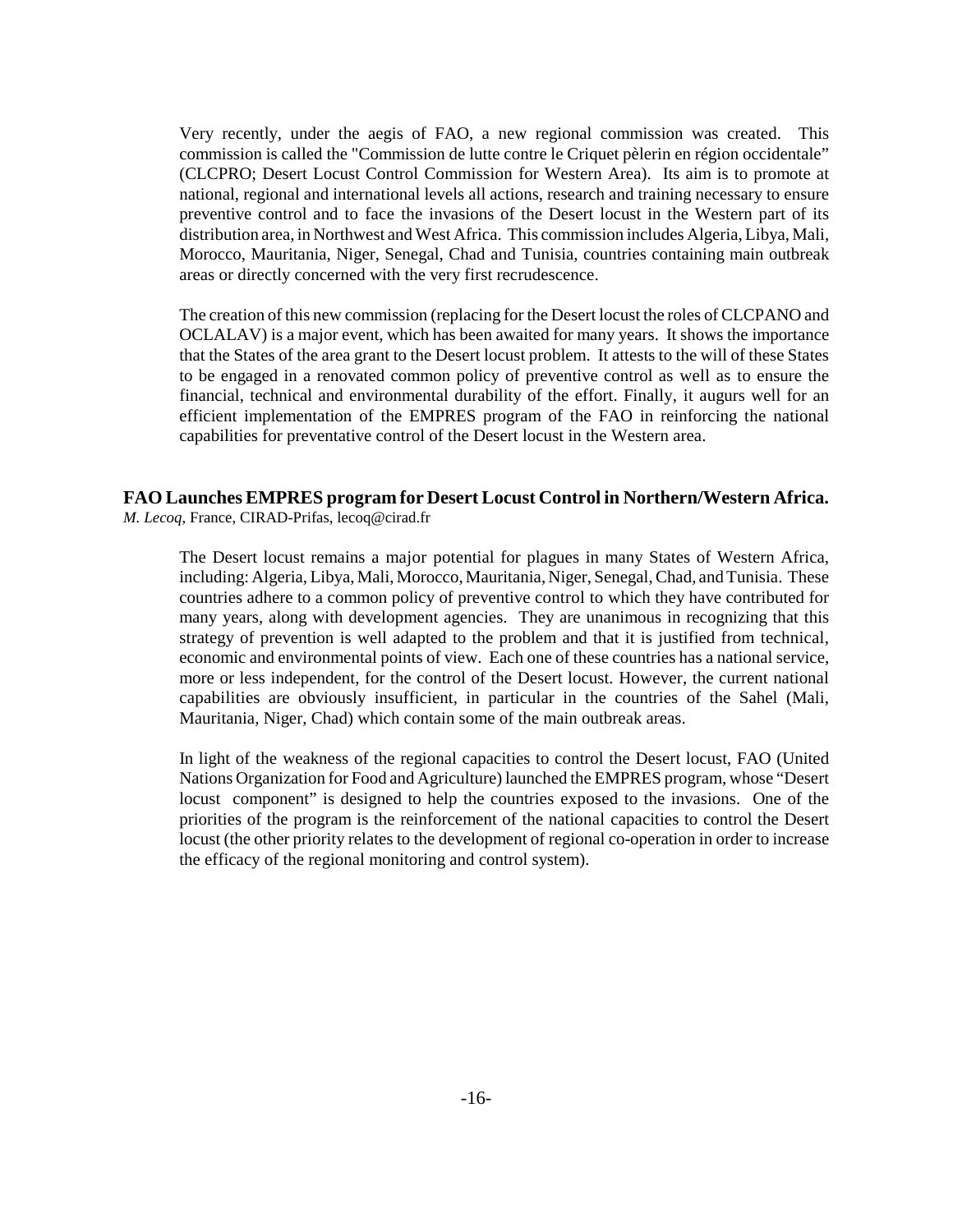Very recently, under the aegis of FAO, a new regional commission was created. This commission is called the "Commission de lutte contre le Criquet pèlerin en région occidentale" (CLCPRO; Desert Locust Control Commission for Western Area). Its aim is to promote at national, regional and international levels all actions, research and training necessary to ensure preventive control and to face the invasions of the Desert locust in the Western part of its distribution area, in Northwest and West Africa. This commission includes Algeria, Libya, Mali, Morocco, Mauritania, Niger, Senegal, Chad and Tunisia, countries containing main outbreak areas or directly concerned with the very first recrudescence.

The creation of this new commission (replacing for the Desert locust the roles of CLCPANO and OCLALAV) is a major event, which has been awaited for many years. It shows the importance that the States of the area grant to the Desert locust problem. It attests to the will of these States to be engaged in a renovated common policy of preventive control as well as to ensure the financial, technical and environmental durability of the effort. Finally, it augurs well for an efficient implementation of the EMPRES program of the FAO in reinforcing the national capabilities for preventative control of the Desert locust in the Western area.

## FAO Launches EMPRES program for Desert Locust Control in Northern/Western Africa.

*M. Lecoq*, France, CIRAD-Prifas, lecoq@cirad.fr

The Desert locust remains a major potential for plagues in many States of Western Africa, including: Algeria, Libya, Mali, Morocco, Mauritania, Niger, Senegal, Chad, and Tunisia. These countries adhere to a common policy of preventive control to which they have contributed for many years, along with development agencies. They are unanimous in recognizing that this strategy of prevention is well adapted to the problem and that it is justified from technical, economic and environmental points of view. Each one of these countries has a national service, more or less independent, for the control of the Desert locust. However, the current national capabilities are obviously insufficient, in particular in the countries of the Sahel (Mali, Mauritania, Niger, Chad) which contain some of the main outbreak areas.

In light of the weakness of the regional capacities to control the Desert locust, FAO (United Nations Organization for Food and Agriculture) launched the EMPRES program, whose "Desert locust component" is designed to help the countries exposed to the invasions. One of the priorities of the program is the reinforcement of the national capacities to control the Desert locust (the other priority relates to the development of regional co-operation in order to increase the efficacy of the regional monitoring and control system).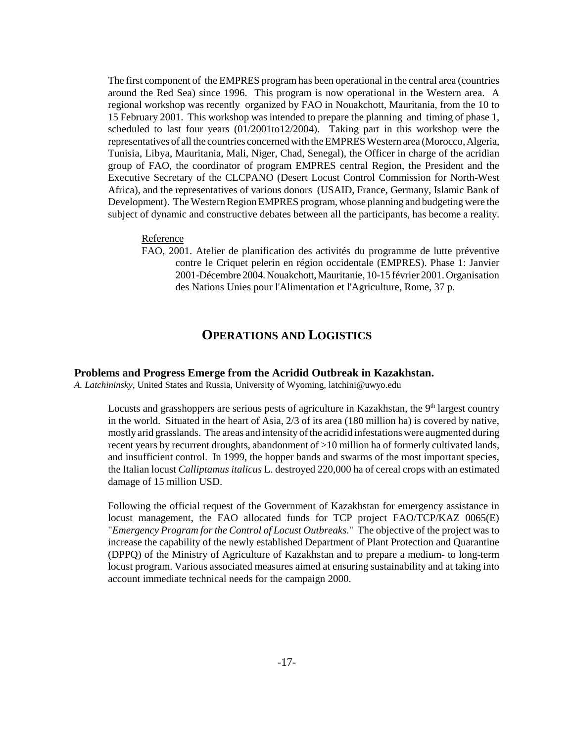The first component of the EMPRES program has been operational in the central area (countries around the Red Sea) since 1996. This program is now operational in the Western area. A regional workshop was recently organized by FAO in Nouakchott, Mauritania, from the 10 to 15 February 2001. This workshop was intended to prepare the planning and timing of phase 1, scheduled to last four years (01/2001to12/2004). Taking part in this workshop were the representatives of all the countries concerned with the EMPRES Western area (Morocco, Algeria, Tunisia, Libya, Mauritania, Mali, Niger, Chad, Senegal), the Officer in charge of the acridian group of FAO, the coordinator of program EMPRES central Region, the President and the Executive Secretary of the CLCPANO (Desert Locust Control Commission for North-West Africa), and the representatives of various donors (USAID, France, Germany, Islamic Bank of Development). The Western Region EMPRES program, whose planning and budgeting were the subject of dynamic and constructive debates between all the participants, has become a reality.

Reference

FAO, 2001. Atelier de planification des activités du programme de lutte préventive contre le Criquet pelerin en région occidentale (EMPRES). Phase 1: Janvier 2001-Décembre 2004. Nouakchott, Mauritanie, 10-15 février 2001. Organisation des Nations Unies pour l'Alimentation et l'Agriculture, Rome, 37 p.

## OPERATIONS AND LOGISTICS

### Problems and Progress Emerge from the Acridid Outbreak in Kazakhstan.

*A. Latchininsky*, United States and Russia, University of Wyoming, latchini@uwyo.edu

Locusts and grasshoppers are serious pests of agriculture in Kazakhstan, the 9th largest country in the world. Situated in the heart of Asia, 2/3 of its area (180 million ha) is covered by native, mostly arid grasslands. The areas and intensity of the acridid infestations were augmented during recent years by recurrent droughts, abandonment of >10 million ha of formerly cultivated lands, and insufficient control. In 1999, the hopper bands and swarms of the most important species, the Italian locust *Calliptamus italicus* L. destroyed 220,000 ha of cereal crops with an estimated damage of 15 million USD.

Following the official request of the Government of Kazakhstan for emergency assistance in locust management, the FAO allocated funds for TCP project FAO/TCP/KAZ 0065(E) "*Emergency Program for the Control of Locust Outbreaks*." The objective of the project was to increase the capability of the newly established Department of Plant Protection and Quarantine (DPPQ) of the Ministry of Agriculture of Kazakhstan and to prepare a medium- to long-term locust program. Various associated measures aimed at ensuring sustainability and at taking into account immediate technical needs for the campaign 2000.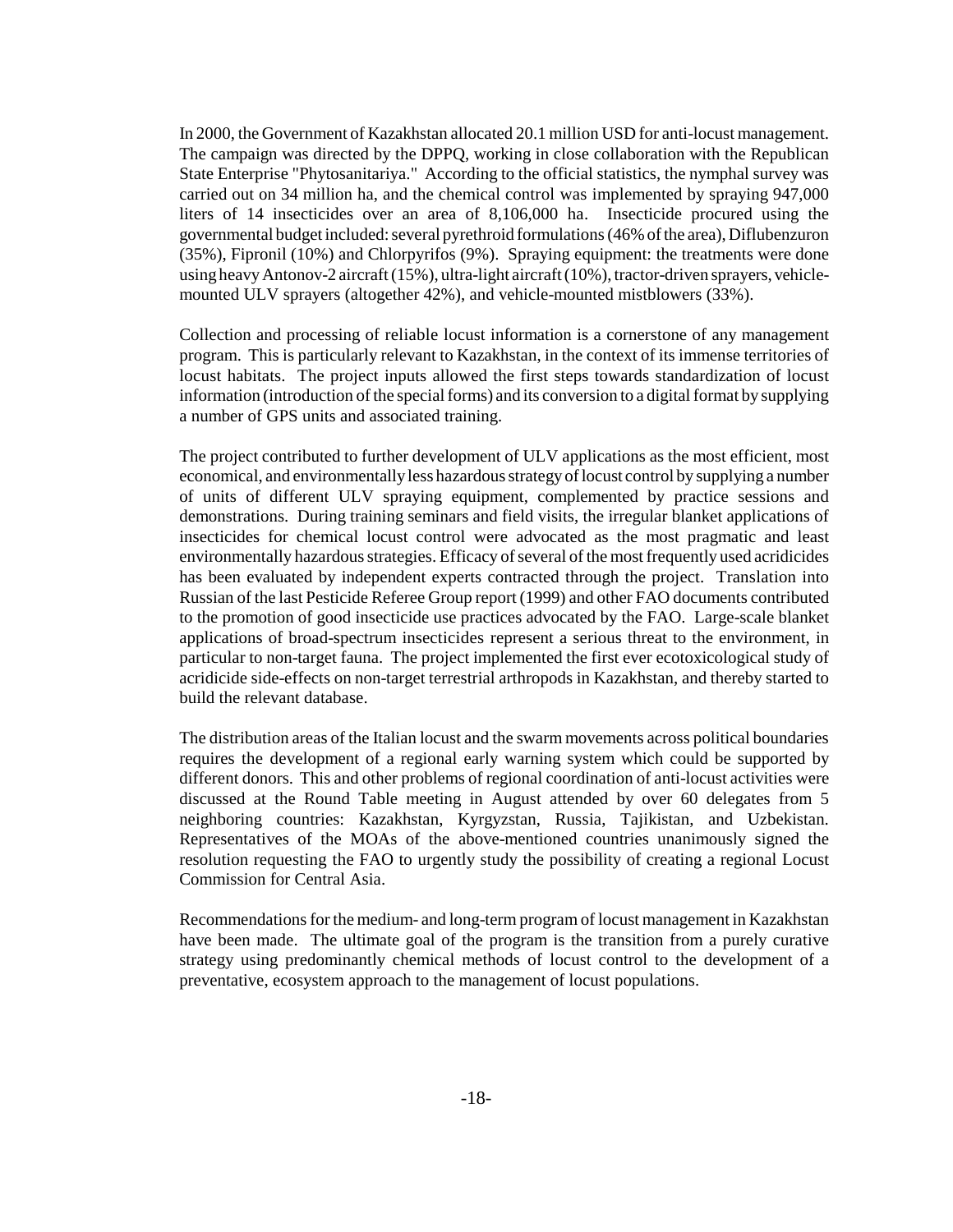In 2000, the Government of Kazakhstan allocated 20.1 million USD for anti-locust management. The campaign was directed by the DPPQ, working in close collaboration with the Republican State Enterprise "Phytosanitariya." According to the official statistics, the nymphal survey was carried out on 34 million ha, and the chemical control was implemented by spraying 947,000 liters of 14 insecticides over an area of 8,106,000 ha. Insecticide procured using the governmental budget included: several pyrethroid formulations (46% of the area), Diflubenzuron (35%), Fipronil (10%) and Chlorpyrifos (9%). Spraying equipment: the treatments were done using heavy Antonov-2 aircraft (15%), ultra-light aircraft (10%), tractor-driven sprayers, vehicle-mounted ULV sprayers (altogether 42%), and vehicle-mounted mistblowers (33%).

Collection and processing of reliable locust information is a cornerstone of any management program. This is particularly relevant to Kazakhstan, in the context of its immense territories of locust habitats. The project inputs allowed the first steps towards standardization of locust information (introduction of the special forms) and its conversion to a digital format by supplying a number of GPS units and associated training.

The project contributed to further development of ULV applications as the most efficient, most economical, and environmentally less hazardous strategy of locust control by supplying a number of units of different ULV spraying equipment, complemented by practice sessions and demonstrations. During training seminars and field visits, the irregular blanket applications of insecticides for chemical locust control were advocated as the most pragmatic and least environmentally hazardous strategies. Efficacy of several of the most frequently used acridicides has been evaluated by independent experts contracted through the project. Translation into Russian of the last Pesticide Referee Group report (1999) and other FAO documents contributed to the promotion of good insecticide use practices advocated by the FAO. Large-scale blanket applications of broad-spectrum insecticides represent a serious threat to the environment, in particular to non-target fauna. The project implemented the first ever ecotoxicological study of acridicide side-effects on non-target terrestrial arthropods in Kazakhstan, and thereby started to build the relevant database.

The distribution areas of the Italian locust and the swarm movements across political boundaries requires the development of a regional early warning system which could be supported by different donors. This and other problems of regional coordination of anti-locust activities were discussed at the Round Table meeting in August attended by over 60 delegates from 5 neighboring countries: Kazakhstan, Kyrgyzstan, Russia, Tajikistan, and Uzbekistan. Representatives of the MOAs of the above-mentioned countries unanimously signed the resolution requesting the FAO to urgently study the possibility of creating a regional Locust Commission for Central Asia.

Recommendations for the medium- and long-term program of locust management in Kazakhstan have been made. The ultimate goal of the program is the transition from a purely curative strategy using predominantly chemical methods of locust control to the development of a preventative, ecosystem approach to the management of locust populations.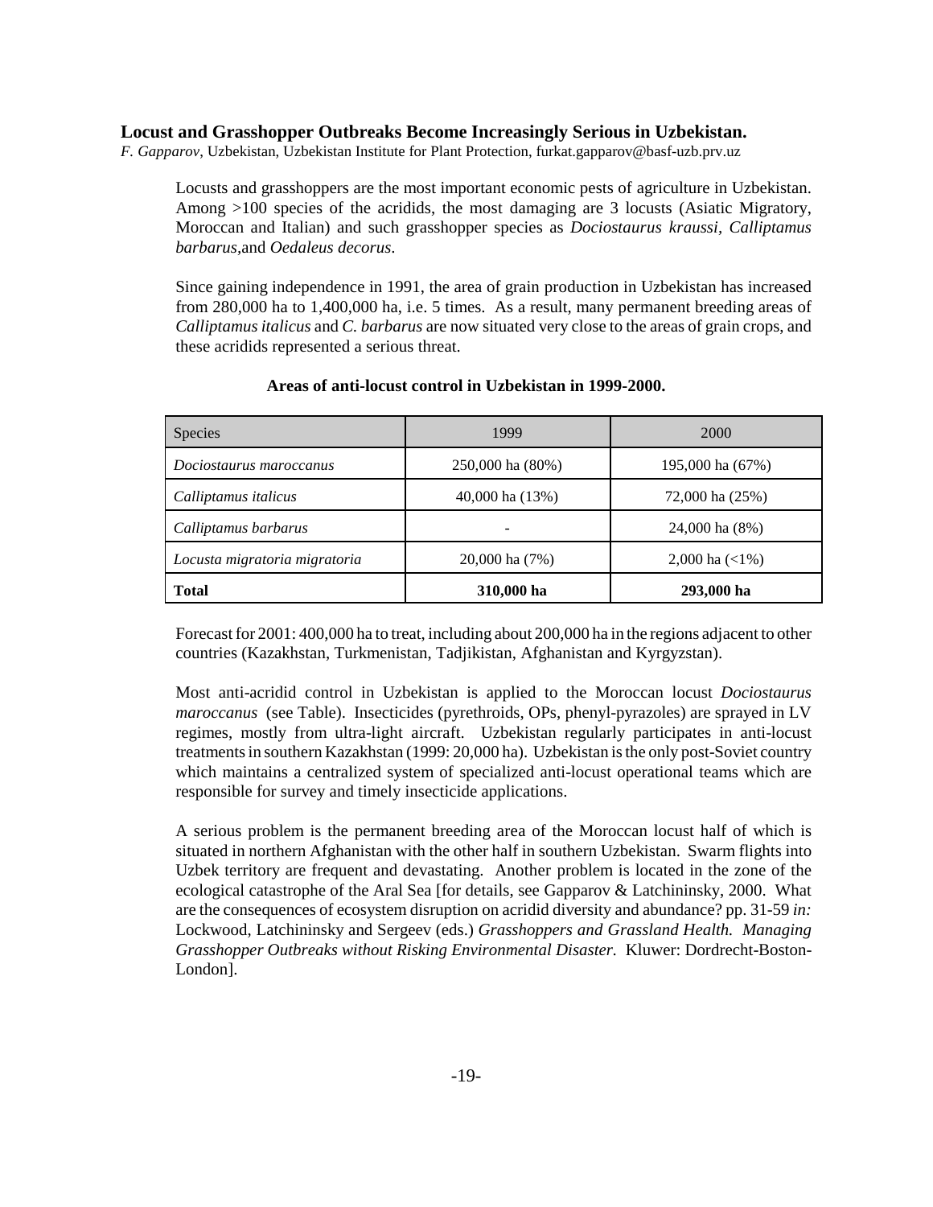### Locust and Grasshopper Outbreaks Become Increasingly Serious in Uzbekistan.

*F. Gapparov*, Uzbekistan, Uzbekistan Institute for Plant Protection, furkat.gapparov@basf-uzb.prv.uz

Locusts and grasshoppers are the most important economic pests of agriculture in Uzbekistan. Among >100 species of the acridids, the most damaging are 3 locusts (Asiatic Migratory, Moroccan and Italian) and such grasshopper species as *Dociostaurus kraussi*, *Calliptamus barbarus*,and *Oedaleus decorus*.

Since gaining independence in 1991, the area of grain production in Uzbekistan has increased from 280,000 ha to 1,400,000 ha, i.e. 5 times. As a result, many permanent breeding areas of *Calliptamus italicus* and *C. barbarus* are now situated very close to the areas of grain crops, and these acridids represented a serious threat.

**Areas of anti-locust control in Uzbekistan in 1999-2000.**

| Species | 1999 | 2000 |
|---|---|---|
| *Dociostaurus maroccanus* | 250,000 ha (80%) | 195,000 ha (67%) |
| *Calliptamus italicus* | 40,000 ha (13%) | 72,000 ha (25%) |
| *Calliptamus barbarus* | - | 24,000 ha (8%) |
| *Locusta migratoria migratoria* | 20,000 ha (7%) | 2,000 ha (<1%) |
| **Total** | **310,000 ha** | **293,000 ha** |

Forecast for 2001: 400,000 ha to treat, including about 200,000 ha in the regions adjacent to other countries (Kazakhstan, Turkmenistan, Tadjikistan, Afghanistan and Kyrgyzstan).

Most anti-acridid control in Uzbekistan is applied to the Moroccan locust *Dociostaurus maroccanus* (see Table). Insecticides (pyrethroids, OPs, phenyl-pyrazoles) are sprayed in LV regimes, mostly from ultra-light aircraft. Uzbekistan regularly participates in anti-locust treatments in southern Kazakhstan (1999: 20,000 ha). Uzbekistan is the only post-Soviet country which maintains a centralized system of specialized anti-locust operational teams which are responsible for survey and timely insecticide applications.

A serious problem is the permanent breeding area of the Moroccan locust half of which is situated in northern Afghanistan with the other half in southern Uzbekistan. Swarm flights into Uzbek territory are frequent and devastating. Another problem is located in the zone of the ecological catastrophe of the Aral Sea [for details, see Gapparov & Latchininsky, 2000. What are the consequences of ecosystem disruption on acridid diversity and abundance? pp. 31-59 *in:* Lockwood, Latchininsky and Sergeev (eds.) *Grasshoppers and Grassland Health. Managing Grasshopper Outbreaks without Risking Environmental Disaster.* Kluwer: Dordrecht-Boston-London].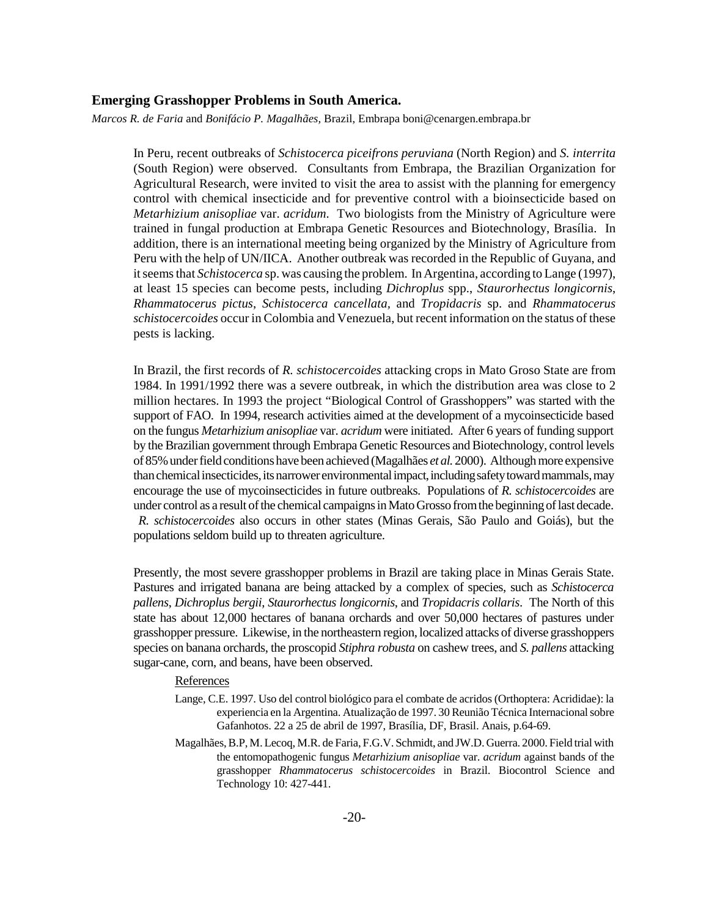## Emerging Grasshopper Problems in South America.

*Marcos R. de Faria* and *Bonifácio P. Magalhães,* Brazil, Embrapa boni@cenargen.embrapa.br

In Peru, recent outbreaks of *Schistocerca piceifrons peruviana* (North Region) and *S. interrita* (South Region) were observed. Consultants from Embrapa, the Brazilian Organization for Agricultural Research, were invited to visit the area to assist with the planning for emergency control with chemical insecticide and for preventive control with a bioinsecticide based on *Metarhizium anisopliae* var. *acridum*. Two biologists from the Ministry of Agriculture were trained in fungal production at Embrapa Genetic Resources and Biotechnology, Brasília. In addition, there is an international meeting being organized by the Ministry of Agriculture from Peru with the help of UN/IICA. Another outbreak was recorded in the Republic of Guyana, and it seems that *Schistocerca* sp. was causing the problem. In Argentina, according to Lange (1997), at least 15 species can become pests, including *Dichroplus* spp., *Staurorhectus longicornis*, *Rhammatocerus pictus*, *Schistocerca cancellata*, and *Tropidacris* sp. and *Rhammatocerus schistocercoides* occur in Colombia and Venezuela, but recent information on the status of these pests is lacking.

In Brazil, the first records of *R. schistocercoides* attacking crops in Mato Groso State are from 1984. In 1991/1992 there was a severe outbreak, in which the distribution area was close to 2 million hectares. In 1993 the project "Biological Control of Grasshoppers" was started with the support of FAO. In 1994, research activities aimed at the development of a mycoinsecticide based on the fungus *Metarhizium anisopliae* var. *acridum* were initiated. After 6 years of funding support by the Brazilian government through Embrapa Genetic Resources and Biotechnology, control levels of 85% under field conditions have been achieved (Magalhães *et al.* 2000). Although more expensive than chemical insecticides, its narrower environmental impact, including safety toward mammals, may encourage the use of mycoinsecticides in future outbreaks. Populations of *R. schistocercoides* are under control as a result of the chemical campaigns in Mato Grosso from the beginning of last decade. *R. schistocercoides* also occurs in other states (Minas Gerais, São Paulo and Goiás), but the populations seldom build up to threaten agriculture.

Presently, the most severe grasshopper problems in Brazil are taking place in Minas Gerais State. Pastures and irrigated banana are being attacked by a complex of species, such as *Schistocerca pallens*, *Dichroplus bergii*, *Staurorhectus longicornis*, and *Tropidacris collaris*. The North of this state has about 12,000 hectares of banana orchards and over 50,000 hectares of pastures under grasshopper pressure. Likewise, in the northeastern region, localized attacks of diverse grasshoppers species on banana orchards, the proscopid *Stiphra robusta* on cashew trees, and *S. pallens* attacking sugar-cane, corn, and beans, have been observed.

References

Lange, C.E. 1997. Uso del control biológico para el combate de acridos (Orthoptera: Acrididae): la experiencia en la Argentina. Atualização de 1997. 30 Reunião Técnica Internacional sobre Gafanhotos. 22 a 25 de abril de 1997, Brasília, DF, Brasil. Anais, p.64-69.

Magalhães, B.P, M. Lecoq, M.R. de Faria, F.G.V. Schmidt, and JW.D. Guerra. 2000. Field trial with the entomopathogenic fungus *Metarhizium anisopliae* var. *acridum* against bands of the grasshopper *Rhammatocerus schistocercoides* in Brazil. Biocontrol Science and Technology 10: 427-441.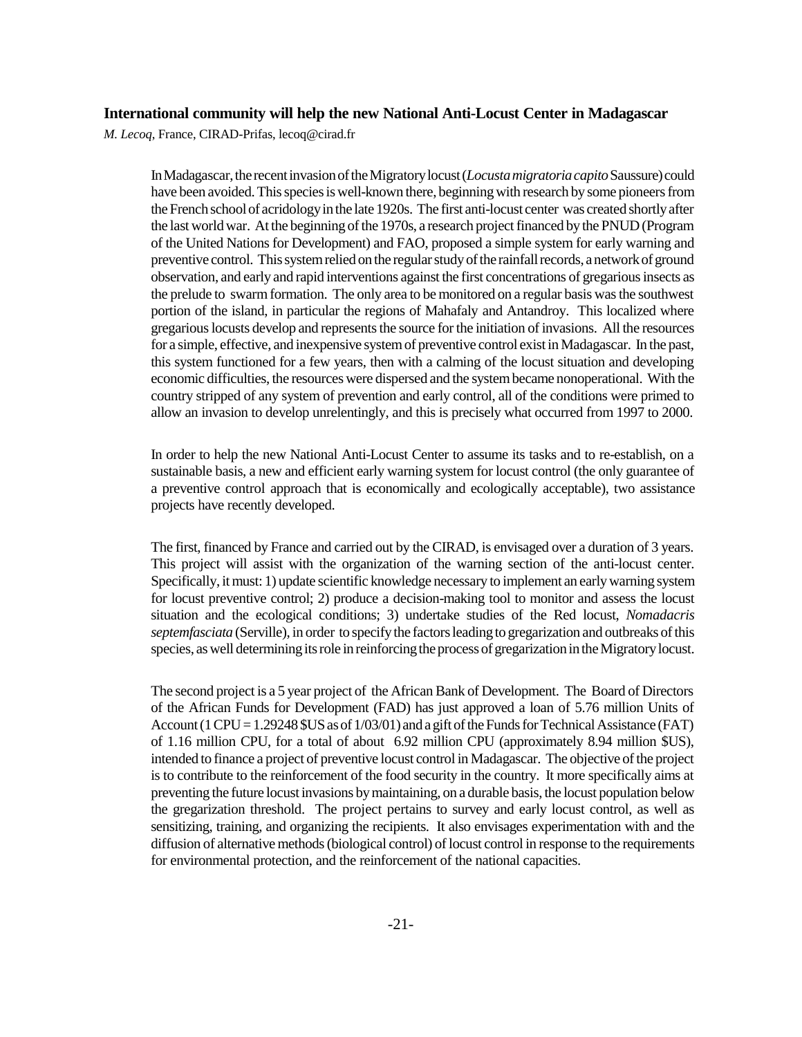## International community will help the new National Anti-Locust Center in Madagascar

*M. Lecoq*, France, CIRAD-Prifas, lecoq@cirad.fr

In Madagascar, the recent invasion of the Migratory locust (*Locusta migratoria capito* Saussure) could have been avoided. This species is well-known there, beginning with research by some pioneers from the French school of acridology in the late 1920s. The first anti-locust center was created shortly after the last world war. At the beginning of the 1970s, a research project financed by the PNUD (Program of the United Nations for Development) and FAO, proposed a simple system for early warning and preventive control. This system relied on the regular study of the rainfall records, a network of ground observation, and early and rapid interventions against the first concentrations of gregarious insects as the prelude to swarm formation. The only area to be monitored on a regular basis was the southwest portion of the island, in particular the regions of Mahafaly and Antandroy. This localized where gregarious locusts develop and represents the source for the initiation of invasions. All the resources for a simple, effective, and inexpensive system of preventive control exist in Madagascar. In the past, this system functioned for a few years, then with a calming of the locust situation and developing economic difficulties, the resources were dispersed and the system became nonoperational. With the country stripped of any system of prevention and early control, all of the conditions were primed to allow an invasion to develop unrelentingly, and this is precisely what occurred from 1997 to 2000.

In order to help the new National Anti-Locust Center to assume its tasks and to re-establish, on a sustainable basis, a new and efficient early warning system for locust control (the only guarantee of a preventive control approach that is economically and ecologically acceptable), two assistance projects have recently developed.

The first, financed by France and carried out by the CIRAD, is envisaged over a duration of 3 years. This project will assist with the organization of the warning section of the anti-locust center. Specifically, it must: 1) update scientific knowledge necessary to implement an early warning system for locust preventive control; 2) produce a decision-making tool to monitor and assess the locust situation and the ecological conditions; 3) undertake studies of the Red locust, *Nomadacris septemfasciata* (Serville), in order to specify the factors leading to gregarization and outbreaks of this species, as well determining its role in reinforcing the process of gregarization in the Migratory locust.

The second project is a 5 year project of the African Bank of Development. The Board of Directors of the African Funds for Development (FAD) has just approved a loan of 5.76 million Units of Account (1 CPU = 1.29248 $US as of 1/03/01) and a gift of the Funds for Technical Assistance (FAT) of 1.16 million CPU, for a total of about 6.92 million CPU (approximately 8.94 million $US), intended to finance a project of preventive locust control in Madagascar. The objective of the project is to contribute to the reinforcement of the food security in the country. It more specifically aims at preventing the future locust invasions by maintaining, on a durable basis, the locust population below the gregarization threshold. The project pertains to survey and early locust control, as well as sensitizing, training, and organizing the recipients. It also envisages experimentation with and the diffusion of alternative methods (biological control) of locust control in response to the requirements for environmental protection, and the reinforcement of the national capacities.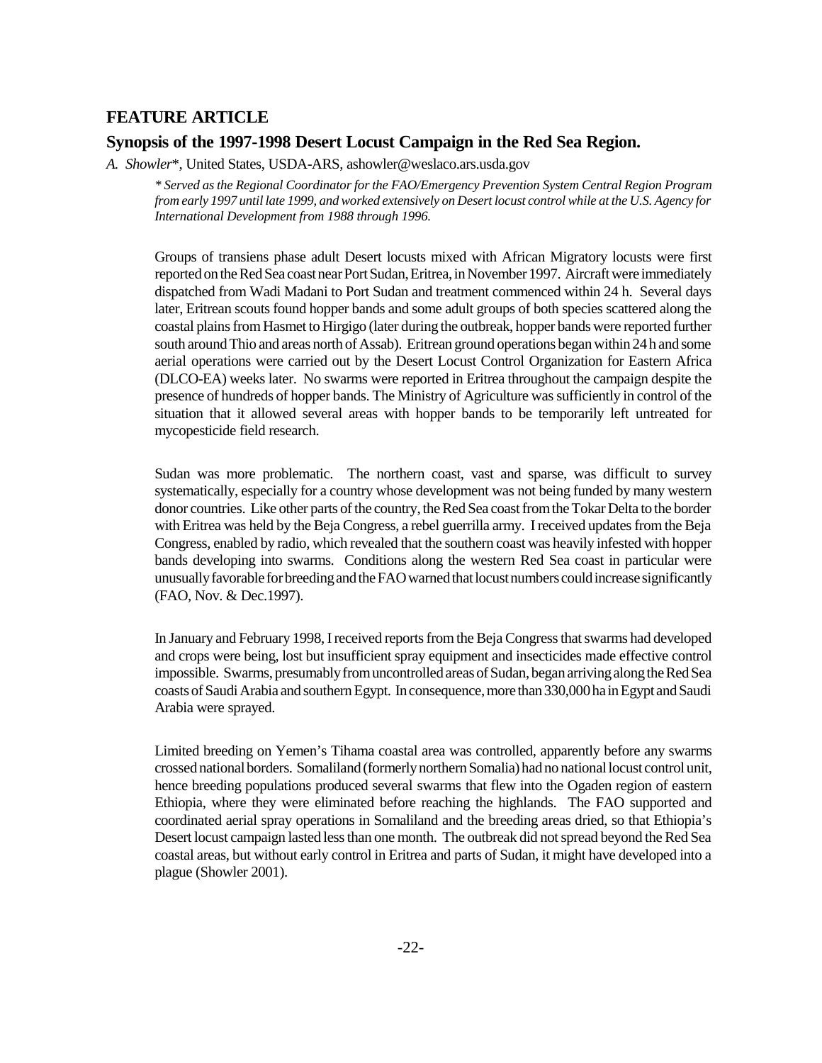## FEATURE ARTICLE

### Synopsis of the 1997-1998 Desert Locust Campaign in the Red Sea Region.

*A. Showler*\*, United States, USDA-ARS, ashowler@weslaco.ars.usda.gov

*\* Served as the Regional Coordinator for the FAO/Emergency Prevention System Central Region Program from early 1997 until late 1999, and worked extensively on Desert locust control while at the U.S. Agency for International Development from 1988 through 1996.*

Groups of transiens phase adult Desert locusts mixed with African Migratory locusts were first reported on the Red Sea coast near Port Sudan, Eritrea, in November 1997. Aircraft were immediately dispatched from Wadi Madani to Port Sudan and treatment commenced within 24 h. Several days later, Eritrean scouts found hopper bands and some adult groups of both species scattered along the coastal plains from Hasmet to Hirgigo (later during the outbreak, hopper bands were reported further south around Thio and areas north of Assab). Eritrean ground operations began within 24 h and some aerial operations were carried out by the Desert Locust Control Organization for Eastern Africa (DLCO-EA) weeks later. No swarms were reported in Eritrea throughout the campaign despite the presence of hundreds of hopper bands. The Ministry of Agriculture was sufficiently in control of the situation that it allowed several areas with hopper bands to be temporarily left untreated for mycopesticide field research.

Sudan was more problematic. The northern coast, vast and sparse, was difficult to survey systematically, especially for a country whose development was not being funded by many western donor countries. Like other parts of the country, the Red Sea coast from the Tokar Delta to the border with Eritrea was held by the Beja Congress, a rebel guerrilla army. I received updates from the Beja Congress, enabled by radio, which revealed that the southern coast was heavily infested with hopper bands developing into swarms. Conditions along the western Red Sea coast in particular were unusually favorable for breeding and the FAO warned that locust numbers could increase significantly (FAO, Nov. & Dec.1997).

In January and February 1998, I received reports from the Beja Congress that swarms had developed and crops were being, lost but insufficient spray equipment and insecticides made effective control impossible. Swarms, presumably from uncontrolled areas of Sudan, began arriving along the Red Sea coasts of Saudi Arabia and southern Egypt. In consequence, more than 330,000 ha in Egypt and Saudi Arabia were sprayed.

Limited breeding on Yemen's Tihama coastal area was controlled, apparently before any swarms crossed national borders. Somaliland (formerly northern Somalia) had no national locust control unit, hence breeding populations produced several swarms that flew into the Ogaden region of eastern Ethiopia, where they were eliminated before reaching the highlands. The FAO supported and coordinated aerial spray operations in Somaliland and the breeding areas dried, so that Ethiopia's Desert locust campaign lasted less than one month. The outbreak did not spread beyond the Red Sea coastal areas, but without early control in Eritrea and parts of Sudan, it might have developed into a plague (Showler 2001).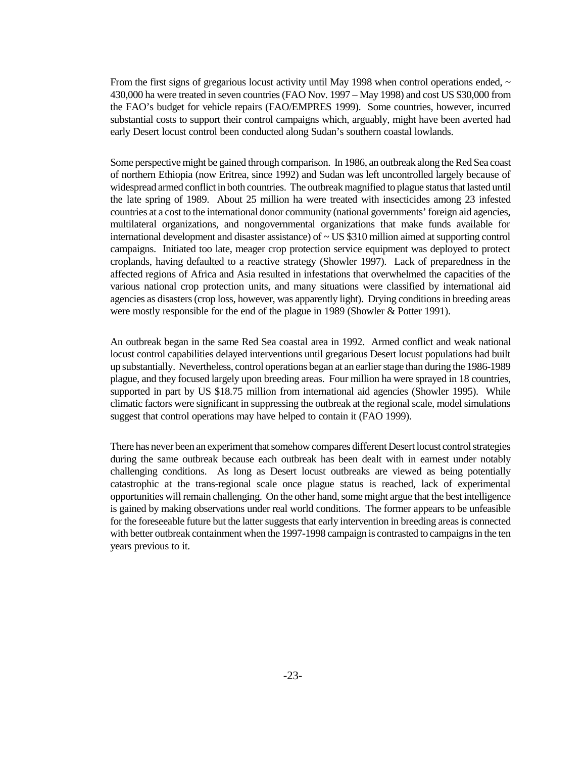From the first signs of gregarious locust activity until May 1998 when control operations ended, ~ 430,000 ha were treated in seven countries (FAO Nov. 1997 – May 1998) and cost US $30,000 from the FAO's budget for vehicle repairs (FAO/EMPRES 1999). Some countries, however, incurred substantial costs to support their control campaigns which, arguably, might have been averted had early Desert locust control been conducted along Sudan's southern coastal lowlands.

Some perspective might be gained through comparison. In 1986, an outbreak along the Red Sea coast of northern Ethiopia (now Eritrea, since 1992) and Sudan was left uncontrolled largely because of widespread armed conflict in both countries. The outbreak magnified to plague status that lasted until the late spring of 1989. About 25 million ha were treated with insecticides among 23 infested countries at a cost to the international donor community (national governments' foreign aid agencies, multilateral organizations, and nongovernmental organizations that make funds available for international development and disaster assistance) of ~ US $310 million aimed at supporting control campaigns. Initiated too late, meager crop protection service equipment was deployed to protect croplands, having defaulted to a reactive strategy (Showler 1997). Lack of preparedness in the affected regions of Africa and Asia resulted in infestations that overwhelmed the capacities of the various national crop protection units, and many situations were classified by international aid agencies as disasters (crop loss, however, was apparently light). Drying conditions in breeding areas were mostly responsible for the end of the plague in 1989 (Showler & Potter 1991).

An outbreak began in the same Red Sea coastal area in 1992. Armed conflict and weak national locust control capabilities delayed interventions until gregarious Desert locust populations had built up substantially. Nevertheless, control operations began at an earlier stage than during the 1986-1989 plague, and they focused largely upon breeding areas. Four million ha were sprayed in 18 countries, supported in part by US $18.75 million from international aid agencies (Showler 1995). While climatic factors were significant in suppressing the outbreak at the regional scale, model simulations suggest that control operations may have helped to contain it (FAO 1999).

There has never been an experiment that somehow compares different Desert locust control strategies during the same outbreak because each outbreak has been dealt with in earnest under notably challenging conditions. As long as Desert locust outbreaks are viewed as being potentially catastrophic at the trans-regional scale once plague status is reached, lack of experimental opportunities will remain challenging. On the other hand, some might argue that the best intelligence is gained by making observations under real world conditions. The former appears to be unfeasible for the foreseeable future but the latter suggests that early intervention in breeding areas is connected with better outbreak containment when the 1997-1998 campaign is contrasted to campaigns in the ten years previous to it.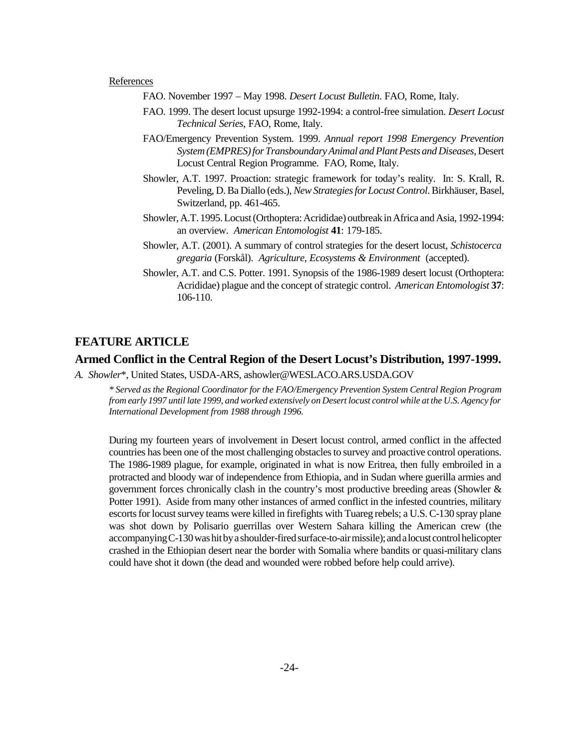References

FAO. November 1997 – May 1998. *Desert Locust Bulletin*. FAO, Rome, Italy.

FAO. 1999. The desert locust upsurge 1992-1994: a control-free simulation. *Desert Locust Technical Series*, FAO, Rome, Italy.

FAO/Emergency Prevention System. 1999. *Annual report 1998 Emergency Prevention System (EMPRES) for Transboundary Animal and Plant Pests and Diseases*, Desert Locust Central Region Programme. FAO, Rome, Italy.

Showler, A.T. 1997. Proaction: strategic framework for today's reality. In: S. Krall, R. Peveling, D. Ba Diallo (eds.), *New Strategies for Locust Control*. Birkhäuser, Basel, Switzerland, pp. 461-465.

Showler, A.T. 1995. Locust (Orthoptera: Acrididae) outbreak in Africa and Asia, 1992-1994: an overview. *American Entomologist* **41**: 179-185.

Showler, A.T. (2001). A summary of control strategies for the desert locust, *Schistocerca gregaria* (Forskål). *Agriculture, Ecosystems & Environment* (accepted).

Showler, A.T. and C.S. Potter. 1991. Synopsis of the 1986-1989 desert locust (Orthoptera: Acrididae) plague and the concept of strategic control. *American Entomologist* **37**: 106-110.

## FEATURE ARTICLE

### Armed Conflict in the Central Region of the Desert Locust's Distribution, 1997-1999.

*A. Showler*\*, United States, USDA-ARS, ashowler@WESLACO.ARS.USDA.GOV

*\* Served as the Regional Coordinator for the FAO/Emergency Prevention System Central Region Program from early 1997 until late 1999, and worked extensively on Desert locust control while at the U.S. Agency for International Development from 1988 through 1996.*

During my fourteen years of involvement in Desert locust control, armed conflict in the affected countries has been one of the most challenging obstacles to survey and proactive control operations. The 1986-1989 plague, for example, originated in what is now Eritrea, then fully embroiled in a protracted and bloody war of independence from Ethiopia, and in Sudan where guerilla armies and government forces chronically clash in the country's most productive breeding areas (Showler & Potter 1991). Aside from many other instances of armed conflict in the infested countries, military escorts for locust survey teams were killed in firefights with Tuareg rebels; a U.S. C-130 spray plane was shot down by Polisario guerrillas over Western Sahara killing the American crew (the accompanying C-130 was hit by a shoulder-fired surface-to-air missile); and a locust control helicopter crashed in the Ethiopian desert near the border with Somalia where bandits or quasi-military clans could have shot it down (the dead and wounded were robbed before help could arrive).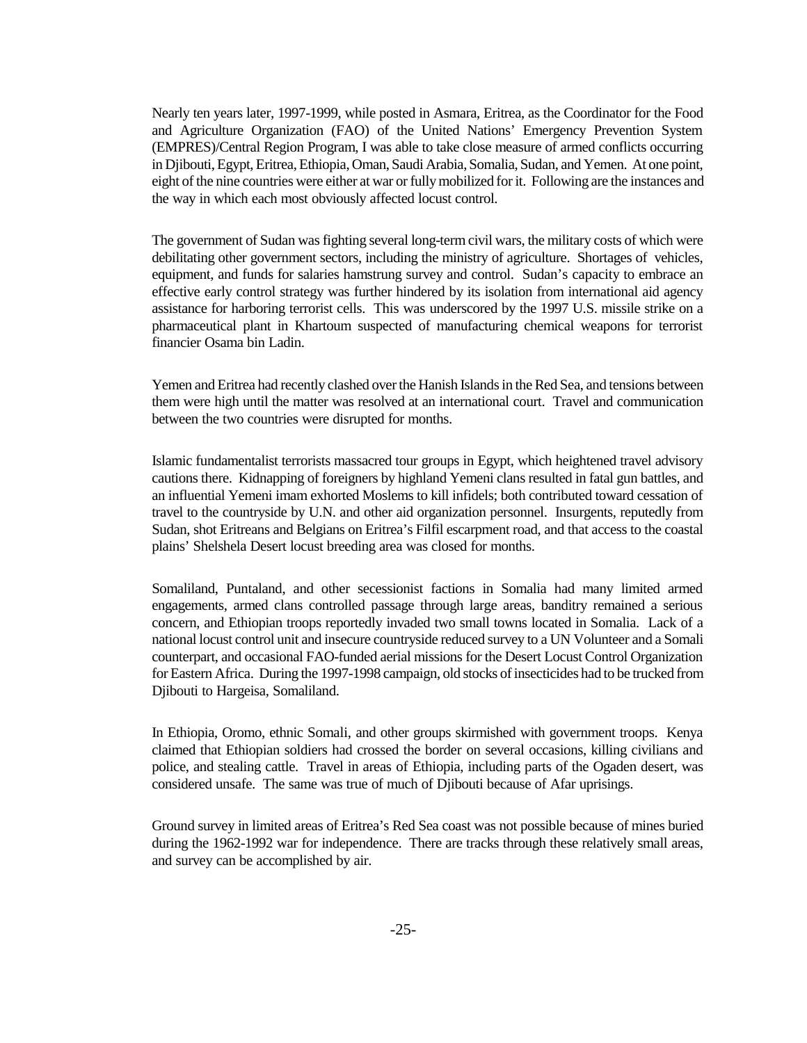Nearly ten years later, 1997-1999, while posted in Asmara, Eritrea, as the Coordinator for the Food and Agriculture Organization (FAO) of the United Nations' Emergency Prevention System (EMPRES)/Central Region Program, I was able to take close measure of armed conflicts occurring in Djibouti, Egypt, Eritrea, Ethiopia, Oman, Saudi Arabia, Somalia, Sudan, and Yemen. At one point, eight of the nine countries were either at war or fully mobilized for it. Following are the instances and the way in which each most obviously affected locust control.

The government of Sudan was fighting several long-term civil wars, the military costs of which were debilitating other government sectors, including the ministry of agriculture. Shortages of vehicles, equipment, and funds for salaries hamstrung survey and control. Sudan's capacity to embrace an effective early control strategy was further hindered by its isolation from international aid agency assistance for harboring terrorist cells. This was underscored by the 1997 U.S. missile strike on a pharmaceutical plant in Khartoum suspected of manufacturing chemical weapons for terrorist financier Osama bin Ladin.

Yemen and Eritrea had recently clashed over the Hanish Islands in the Red Sea, and tensions between them were high until the matter was resolved at an international court. Travel and communication between the two countries were disrupted for months.

Islamic fundamentalist terrorists massacred tour groups in Egypt, which heightened travel advisory cautions there. Kidnapping of foreigners by highland Yemeni clans resulted in fatal gun battles, and an influential Yemeni imam exhorted Moslems to kill infidels; both contributed toward cessation of travel to the countryside by U.N. and other aid organization personnel. Insurgents, reputedly from Sudan, shot Eritreans and Belgians on Eritrea's Filfil escarpment road, and that access to the coastal plains' Shelshela Desert locust breeding area was closed for months.

Somaliland, Puntaland, and other secessionist factions in Somalia had many limited armed engagements, armed clans controlled passage through large areas, banditry remained a serious concern, and Ethiopian troops reportedly invaded two small towns located in Somalia. Lack of a national locust control unit and insecure countryside reduced survey to a UN Volunteer and a Somali counterpart, and occasional FAO-funded aerial missions for the Desert Locust Control Organization for Eastern Africa. During the 1997-1998 campaign, old stocks of insecticides had to be trucked from Djibouti to Hargeisa, Somaliland.

In Ethiopia, Oromo, ethnic Somali, and other groups skirmished with government troops. Kenya claimed that Ethiopian soldiers had crossed the border on several occasions, killing civilians and police, and stealing cattle. Travel in areas of Ethiopia, including parts of the Ogaden desert, was considered unsafe. The same was true of much of Djibouti because of Afar uprisings.

Ground survey in limited areas of Eritrea's Red Sea coast was not possible because of mines buried during the 1962-1992 war for independence. There are tracks through these relatively small areas, and survey can be accomplished by air.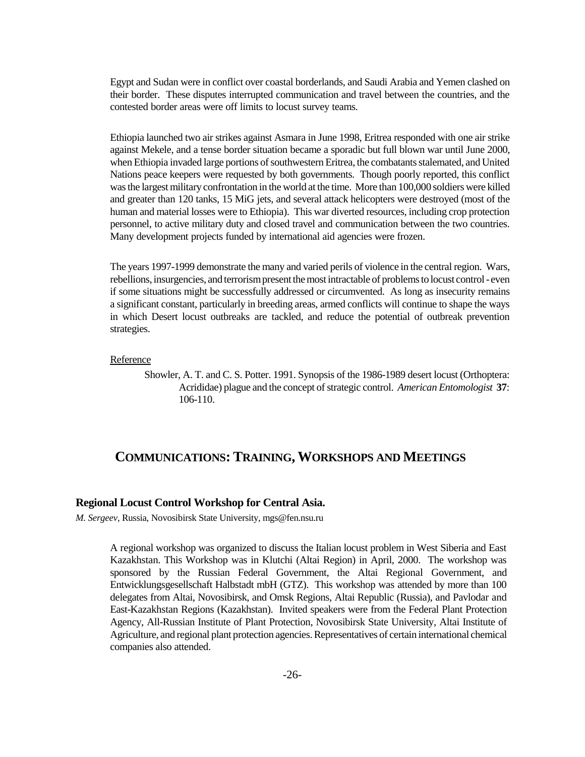Egypt and Sudan were in conflict over coastal borderlands, and Saudi Arabia and Yemen clashed on their border. These disputes interrupted communication and travel between the countries, and the contested border areas were off limits to locust survey teams.

Ethiopia launched two air strikes against Asmara in June 1998, Eritrea responded with one air strike against Mekele, and a tense border situation became a sporadic but full blown war until June 2000, when Ethiopia invaded large portions of southwestern Eritrea, the combatants stalemated, and United Nations peace keepers were requested by both governments. Though poorly reported, this conflict was the largest military confrontation in the world at the time. More than 100,000 soldiers were killed and greater than 120 tanks, 15 MiG jets, and several attack helicopters were destroyed (most of the human and material losses were to Ethiopia). This war diverted resources, including crop protection personnel, to active military duty and closed travel and communication between the two countries. Many development projects funded by international aid agencies were frozen.

The years 1997-1999 demonstrate the many and varied perils of violence in the central region. Wars, rebellions, insurgencies, and terrorism present the most intractable of problems to locust control - even if some situations might be successfully addressed or circumvented. As long as insecurity remains a significant constant, particularly in breeding areas, armed conflicts will continue to shape the ways in which Desert locust outbreaks are tackled, and reduce the potential of outbreak prevention strategies.

Reference

Showler, A. T. and C. S. Potter. 1991. Synopsis of the 1986-1989 desert locust (Orthoptera: Acrididae) plague and the concept of strategic control. *American Entomologist* **37**: 106-110.

## COMMUNICATIONS: TRAINING, WORKSHOPS AND MEETINGS

### Regional Locust Control Workshop for Central Asia.

*M. Sergeev*, Russia, Novosibirsk State University, mgs@fen.nsu.ru

A regional workshop was organized to discuss the Italian locust problem in West Siberia and East Kazakhstan. This Workshop was in Klutchi (Altai Region) in April, 2000. The workshop was sponsored by the Russian Federal Government, the Altai Regional Government, and Entwicklungsgesellschaft Halbstadt mbH (GTZ). This workshop was attended by more than 100 delegates from Altai, Novosibirsk, and Omsk Regions, Altai Republic (Russia), and Pavlodar and East-Kazakhstan Regions (Kazakhstan). Invited speakers were from the Federal Plant Protection Agency, All-Russian Institute of Plant Protection, Novosibirsk State University, Altai Institute of Agriculture, and regional plant protection agencies. Representatives of certain international chemical companies also attended.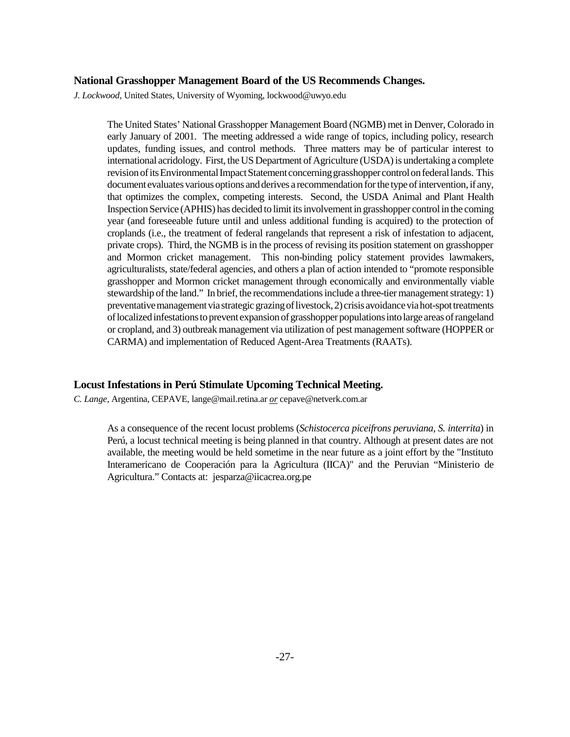### National Grasshopper Management Board of the US Recommends Changes.

*J. Lockwood*, United States, University of Wyoming, lockwood@uwyo.edu

The United States' National Grasshopper Management Board (NGMB) met in Denver, Colorado in early January of 2001. The meeting addressed a wide range of topics, including policy, research updates, funding issues, and control methods. Three matters may be of particular interest to international acridology. First, the US Department of Agriculture (USDA) is undertaking a complete revision of its Environmental Impact Statement concerning grasshopper control on federal lands. This document evaluates various options and derives a recommendation for the type of intervention, if any, that optimizes the complex, competing interests. Second, the USDA Animal and Plant Health Inspection Service (APHIS) has decided to limit its involvement in grasshopper control in the coming year (and foreseeable future until and unless additional funding is acquired) to the protection of croplands (i.e., the treatment of federal rangelands that represent a risk of infestation to adjacent, private crops). Third, the NGMB is in the process of revising its position statement on grasshopper and Mormon cricket management. This non-binding policy statement provides lawmakers, agriculturalists, state/federal agencies, and others a plan of action intended to "promote responsible grasshopper and Mormon cricket management through economically and environmentally viable stewardship of the land." In brief, the recommendations include a three-tier management strategy: 1) preventative management via strategic grazing of livestock, 2) crisis avoidance via hot-spot treatments of localized infestations to prevent expansion of grasshopper populations into large areas of rangeland or cropland, and 3) outbreak management via utilization of pest management software (HOPPER or CARMA) and implementation of Reduced Agent-Area Treatments (RAATs).

### Locust Infestations in Perú Stimulate Upcoming Technical Meeting.

*C. Lange*, Argentina, CEPAVE, lange@mail.retina.ar *or* cepave@netverk.com.ar

As a consequence of the recent locust problems (*Schistocerca piceifrons peruviana*, *S. interrita*) in Perú, a locust technical meeting is being planned in that country. Although at present dates are not available, the meeting would be held sometime in the near future as a joint effort by the "Instituto Interamericano de Cooperación para la Agricultura (IICA)" and the Peruvian "Ministerio de Agricultura." Contacts at: jesparza@iicacrea.org.pe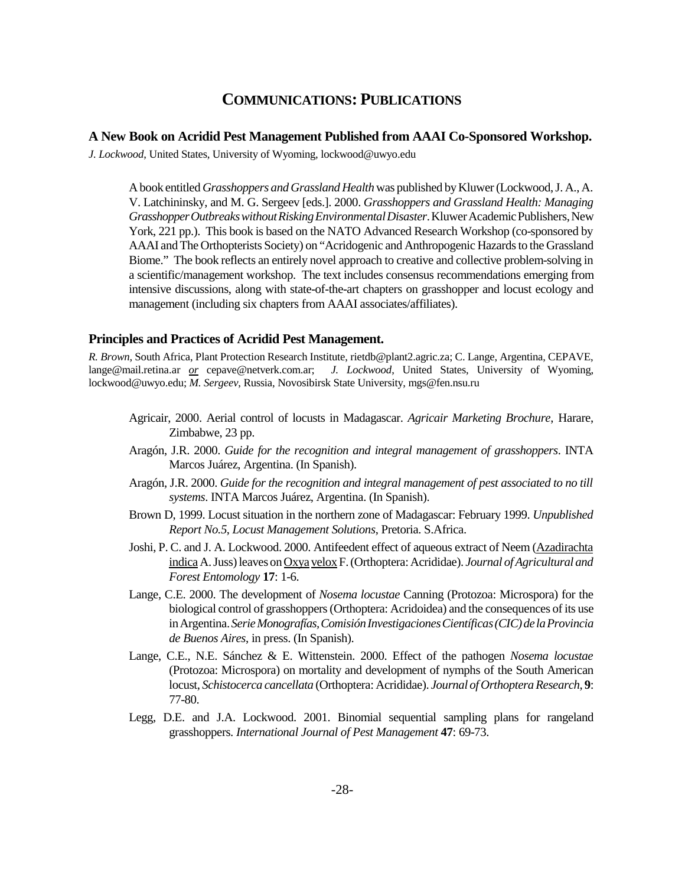# Communications: Publications

### A New Book on Acridid Pest Management Published from AAAI Co-Sponsored Workshop.

*J. Lockwood*, United States, University of Wyoming, lockwood@uwyo.edu

A book entitled *Grasshoppers and Grassland Health* was published by Kluwer (Lockwood, J. A., A. V. Latchininsky, and M. G. Sergeev [eds.]. 2000. *Grasshoppers and Grassland Health: Managing Grasshopper Outbreaks without Risking Environmental Disaster*. Kluwer Academic Publishers, New York, 221 pp.). This book is based on the NATO Advanced Research Workshop (co-sponsored by AAAI and The Orthopterists Society) on "Acridogenic and Anthropogenic Hazards to the Grassland Biome." The book reflects an entirely novel approach to creative and collective problem-solving in a scientific/management workshop. The text includes consensus recommendations emerging from intensive discussions, along with state-of-the-art chapters on grasshopper and locust ecology and management (including six chapters from AAAI associates/affiliates).

### Principles and Practices of Acridid Pest Management.

*R. Brown*, South Africa, Plant Protection Research Institute, rietdb@plant2.agric.za; C. Lange, Argentina, CEPAVE, lange@mail.retina.ar *or* cepave@netverk.com.ar; *J. Lockwood*, United States, University of Wyoming, lockwood@uwyo.edu; *M. Sergeev*, Russia, Novosibirsk State University, mgs@fen.nsu.ru

Agricair, 2000. Aerial control of locusts in Madagascar. *Agricair Marketing Brochure*, Harare, Zimbabwe, 23 pp.

Aragón, J.R. 2000. *Guide for the recognition and integral management of grasshoppers*. INTA Marcos Juárez, Argentina. (In Spanish).

Aragón, J.R. 2000. *Guide for the recognition and integral management of pest associated to no till systems*. INTA Marcos Juárez, Argentina. (In Spanish).

Brown D, 1999. Locust situation in the northern zone of Madagascar: February 1999. *Unpublished Report No.5*, *Locust Management Solutions*, Pretoria. S.Africa.

Joshi, P. C. and J. A. Lockwood. 2000. Antifeedent effect of aqueous extract of Neem (Azadirachta indica A. Juss) leaves on Oxya velox F. (Orthoptera: Acrididae). *Journal of Agricultural and Forest Entomology* **17**: 1-6.

Lange, C.E. 2000. The development of *Nosema locustae* Canning (Protozoa: Microspora) for the biological control of grasshoppers (Orthoptera: Acridoidea) and the consequences of its use in Argentina. *Serie Monografías, Comisión Investigaciones Científicas (CIC) de la Provincia de Buenos Aires*, in press. (In Spanish).

Lange, C.E., N.E. Sánchez & E. Wittenstein. 2000. Effect of the pathogen *Nosema locustae* (Protozoa: Microspora) on mortality and development of nymphs of the South American locust, *Schistocerca cancellata* (Orthoptera: Acrididae). *Journal of Orthoptera Research*, **9**: 77-80.

Legg, D.E. and J.A. Lockwood. 2001. Binomial sequential sampling plans for rangeland grasshoppers. *International Journal of Pest Management* **47**: 69-73.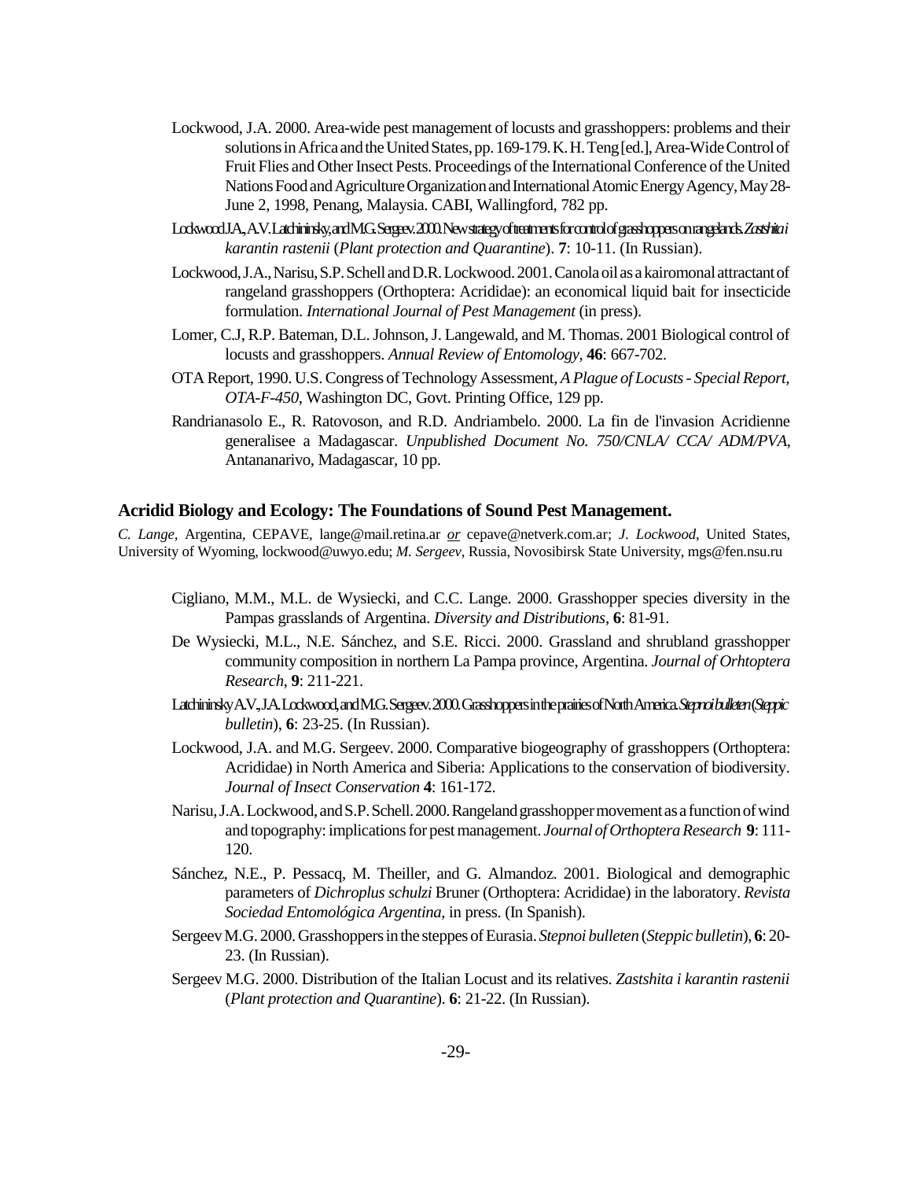Lockwood, J.A. 2000. Area-wide pest management of locusts and grasshoppers: problems and their solutions in Africa and the United States, pp. 169-179. K. H. Teng [ed.], Area-Wide Control of Fruit Flies and Other Insect Pests. Proceedings of the International Conference of the United Nations Food and Agriculture Organization and International Atomic Energy Agency, May 28-June 2, 1998, Penang, Malaysia. CABI, Wallingford, 782 pp.

Lockwood J.A., A.V. Latchininsky, and M.G. Sergeev. 2000. New strategy of treatments for control of grasshoppers on rangelands. *Zastshita i karantin rastenii* (*Plant protection and Quarantine*). **7**: 10-11. (In Russian).

Lockwood, J.A., Narisu, S.P. Schell and D.R. Lockwood. 2001. Canola oil as a kairomonal attractant of rangeland grasshoppers (Orthoptera: Acrididae): an economical liquid bait for insecticide formulation. *International Journal of Pest Management* (in press).

Lomer, C.J, R.P. Bateman, D.L. Johnson, J. Langewald, and M. Thomas. 2001 Biological control of locusts and grasshoppers. *Annual Review of Entomology*, **46**: 667-702.

OTA Report, 1990. U.S. Congress of Technology Assessment, *A Plague of Locusts - Special Report, OTA-F-450*, Washington DC, Govt. Printing Office, 129 pp.

Randrianasolo E., R. Ratovoson, and R.D. Andriambelo. 2000. La fin de l'invasion Acridienne generalisee a Madagascar. *Unpublished Document No. 750/CNLA/ CCA/ ADM/PVA*, Antananarivo, Madagascar, 10 pp.

## Acridid Biology and Ecology: The Foundations of Sound Pest Management.

*C. Lange*, Argentina, CEPAVE, lange@mail.retina.ar *or* cepave@netverk.com.ar; *J. Lockwood*, United States, University of Wyoming, lockwood@uwyo.edu; *M. Sergeev*, Russia, Novosibirsk State University, mgs@fen.nsu.ru

Cigliano, M.M., M.L. de Wysiecki, and C.C. Lange. 2000. Grasshopper species diversity in the Pampas grasslands of Argentina. *Diversity and Distributions*, **6**: 81-91.

De Wysiecki, M.L., N.E. Sánchez, and S.E. Ricci. 2000. Grassland and shrubland grasshopper community composition in northern La Pampa province, Argentina. *Journal of Orhtoptera Research*, **9**: 211-221.

Latchininsky A.V., J.A. Lockwood, and M.G. Sergeev. 2000. Grasshoppers in the prairies of North America. *Stepnoi bulleten* (*Steppic bulletin*), **6**: 23-25. (In Russian).

Lockwood, J.A. and M.G. Sergeev. 2000. Comparative biogeography of grasshoppers (Orthoptera: Acrididae) in North America and Siberia: Applications to the conservation of biodiversity. *Journal of Insect Conservation* **4**: 161-172.

Narisu, J.A. Lockwood, and S.P. Schell. 2000. Rangeland grasshopper movement as a function of wind and topography: implications for pest management. *Journal of Orthoptera Research* **9**: 111-120.

Sánchez, N.E., P. Pessacq, M. Theiller, and G. Almandoz. 2001. Biological and demographic parameters of *Dichroplus schulzi* Bruner (Orthoptera: Acrididae) in the laboratory. *Revista Sociedad Entomológica Argentina*, in press. (In Spanish).

Sergeev M.G. 2000. Grasshoppers in the steppes of Eurasia. *Stepnoi bulleten* (*Steppic bulletin*), **6**: 20-23. (In Russian).

Sergeev M.G. 2000. Distribution of the Italian Locust and its relatives. *Zastshita i karantin rastenii* (*Plant protection and Quarantine*). **6**: 21-22. (In Russian).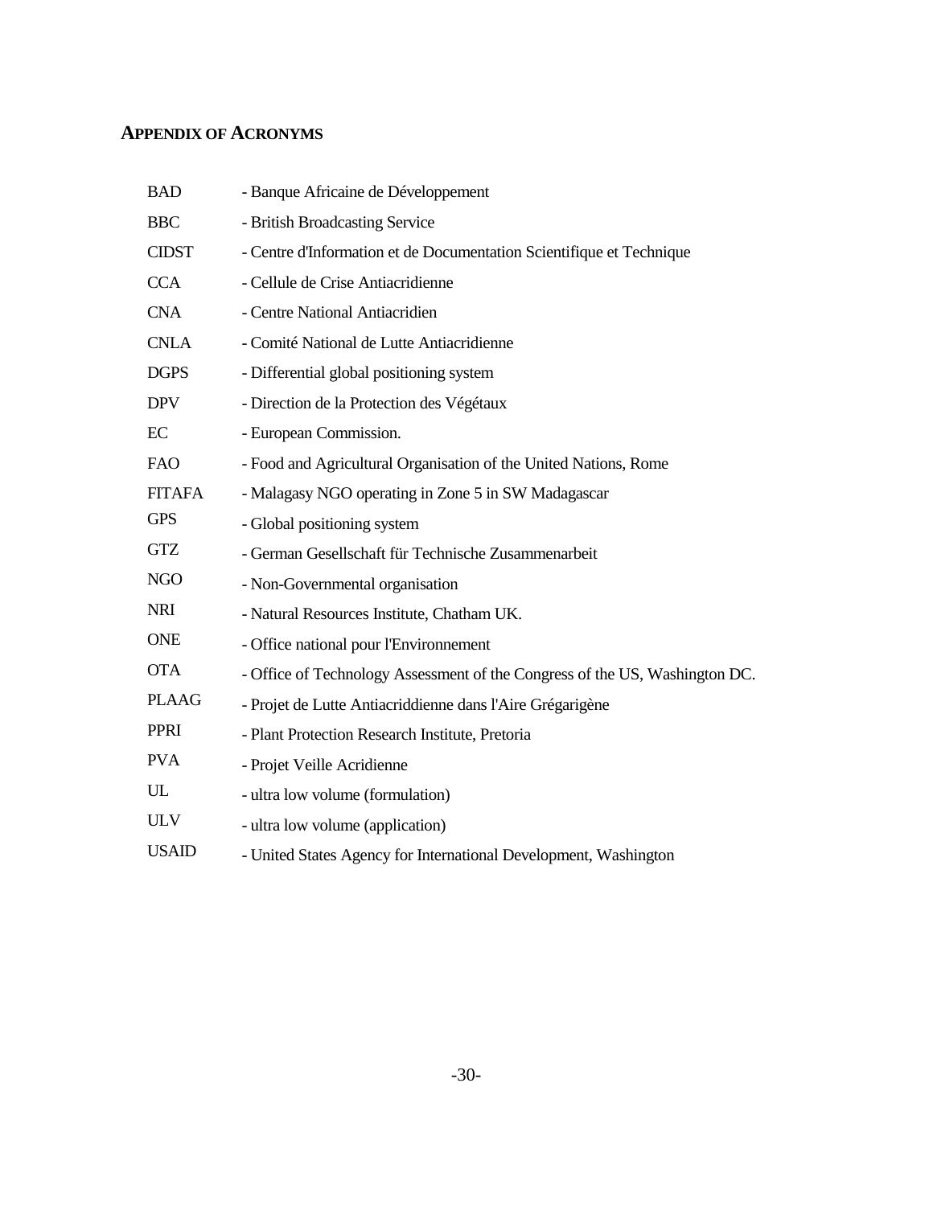## APPENDIX OF ACRONYMS

| | |
|---|---|
| BAD | - Banque Africaine de Développement |
| BBC | - British Broadcasting Service |
| CIDST | - Centre d'Information et de Documentation Scientifique et Technique |
| CCA | - Cellule de Crise Antiacridienne |
| CNA | - Centre National Antiacridien |
| CNLA | - Comité National de Lutte Antiacridienne |
| DGPS | - Differential global positioning system |
| DPV | - Direction de la Protection des Végétaux |
| EC | - European Commission. |
| FAO | - Food and Agricultural Organisation of the United Nations, Rome |
| FITAFA | - Malagasy NGO operating in Zone 5 in SW Madagascar |
| GPS | - Global positioning system |
| GTZ | - German Gesellschaft für Technische Zusammenarbeit |
| NGO | - Non-Governmental organisation |
| NRI | - Natural Resources Institute, Chatham UK. |
| ONE | - Office national pour l'Environnement |
| OTA | - Office of Technology Assessment of the Congress of the US, Washington DC. |
| PLAAG | - Projet de Lutte Antiacriddienne dans l'Aire Grégarigène |
| PPRI | - Plant Protection Research Institute, Pretoria |
| PVA | - Projet Veille Acridienne |
| UL | - ultra low volume (formulation) |
| ULV | - ultra low volume (application) |
| USAID | - United States Agency for International Development, Washington |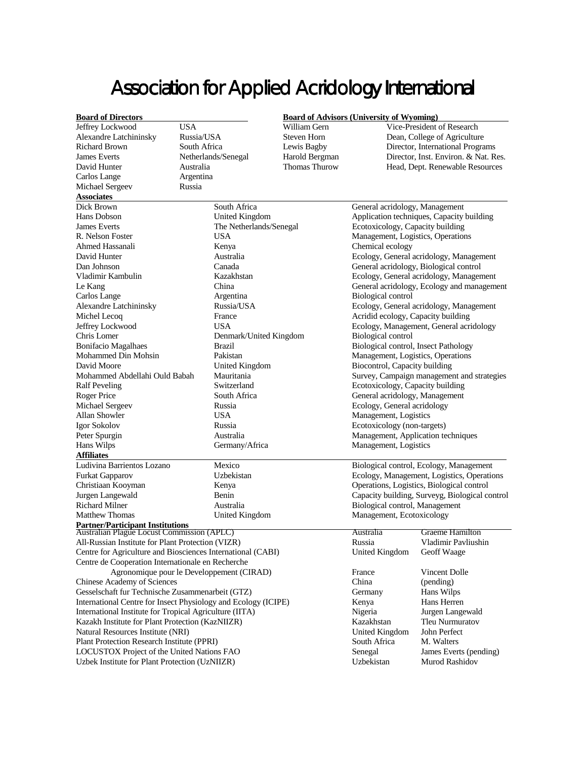# Association for Applied Acridology International

**Board of Directors**

| Name | Country |
|---|---|
| Jeffrey Lockwood | USA |
| Alexandre Latchininsky | Russia/USA |
| Richard Brown | South Africa |
| James Everts | Netherlands/Senegal |
| David Hunter | Australia |
| Carlos Lange | Argentina |
| Michael Sergeev | Russia |

**Board of Advisors (University of Wyoming)**

| Name | Position |
|---|---|
| William Gern | Vice-President of Research |
| Steven Horn | Dean, College of Agriculture |
| Lewis Bagby | Director, International Programs |
| Harold Bergman | Director, Inst. Environ. & Nat. Res. |
| Thomas Thurow | Head, Dept. Renewable Resources |

**Associates**

| Name | Country | Expertise |
|---|---|---|
| Dick Brown | South Africa | General acridology, Management |
| Hans Dobson | United Kingdom | Application techniques, Capacity building |
| James Everts | The Netherlands/Senegal | Ecotoxicology, Capacity building |
| R. Nelson Foster | USA | Management, Logistics, Operations |
| Ahmed Hassanali | Kenya | Chemical ecology |
| David Hunter | Australia | Ecology, General acridology, Management |
| Dan Johnson | Canada | General acridology, Biological control |
| Vladimir Kambulin | Kazakhstan | Ecology, General acridology, Management |
| Le Kang | China | General acridology, Ecology and management |
| Carlos Lange | Argentina | Biological control |
| Alexandre Latchininsky | Russia/USA | Ecology, General acridology, Management |
| Michel Lecoq | France | Acridid ecology, Capacity building |
| Jeffrey Lockwood | USA | Ecology, Management, General acridology |
| Chris Lomer | Denmark/United Kingdom | Biological control |
| Bonifacio Magalhaes | Brazil | Biological control, Insect Pathology |
| Mohammed Din Mohsin | Pakistan | Management, Logistics, Operations |
| David Moore | United Kingdom | Biocontrol, Capacity building |
| Mohammed Abdellahi Ould Babah | Mauritania | Survey, Campaign management and strategies |
| Ralf Peveling | Switzerland | Ecotoxicology, Capacity building |
| Roger Price | South Africa | General acridology, Management |
| Michael Sergeev | Russia | Ecology, General acridology |
| Allan Showler | USA | Management, Logistics |
| Igor Sokolov | Russia | Ecotoxicology (non-targets) |
| Peter Spurgin | Australia | Management, Application techniques |
| Hans Wilps | Germany/Africa | Management, Logistics |

**Affiliates**

| Name | Country | Expertise |
|---|---|---|
| Ludivina Barrientos Lozano | Mexico | Biological control, Ecology, Management |
| Furkat Gapparov | Uzbekistan | Ecology, Management, Logistics, Operations |
| Christiaan Kooyman | Kenya | Operations, Logistics, Biological control |
| Jurgen Langewald | Benin | Capacity building, Surveyg, Biological control |
| Richard Milner | Australia | Biological control, Management |
| Matthew Thomas | United Kingdom | Management, Ecotoxicology |

**Partner/Participant Institutions**

| Institution | Country | Contact |
|---|---|---|
| Australian Plague Locust Commission (APLC) | Australia | Graeme Hamilton |
| All-Russian Institute for Plant Protection (VIZR) | Russia | Vladimir Pavliushin |
| Centre for Agriculture and Biosciences International (CABI) | United Kingdom | Geoff Waage |
| Centre de Cooperation Internationale en Recherche Agronomique pour le Developpement (CIRAD) | France | Vincent Dolle |
| Chinese Academy of Sciences | China | (pending) |
| Gesselschaft fur Technische Zusammenarbeit (GTZ) | Germany | Hans Wilps |
| International Centre for Insect Physiology and Ecology (ICIPE) | Kenya | Hans Herren |
| International Institute for Tropical Agriculture (IITA) | Nigeria | Jurgen Langewald |
| Kazakh Institute for Plant Protection (KazNIIZR) | Kazakhstan | Tleu Nurmuratov |
| Natural Resources Institute (NRI) | United Kingdom | John Perfect |
| Plant Protection Research Institute (PPRI) | South Africa | M. Walters |
| LOCUSTOX Project of the United Nations FAO | Senegal | James Everts (pending) |
| Uzbek Institute for Plant Protection (UzNIIZR) | Uzbekistan | Murod Rashidov |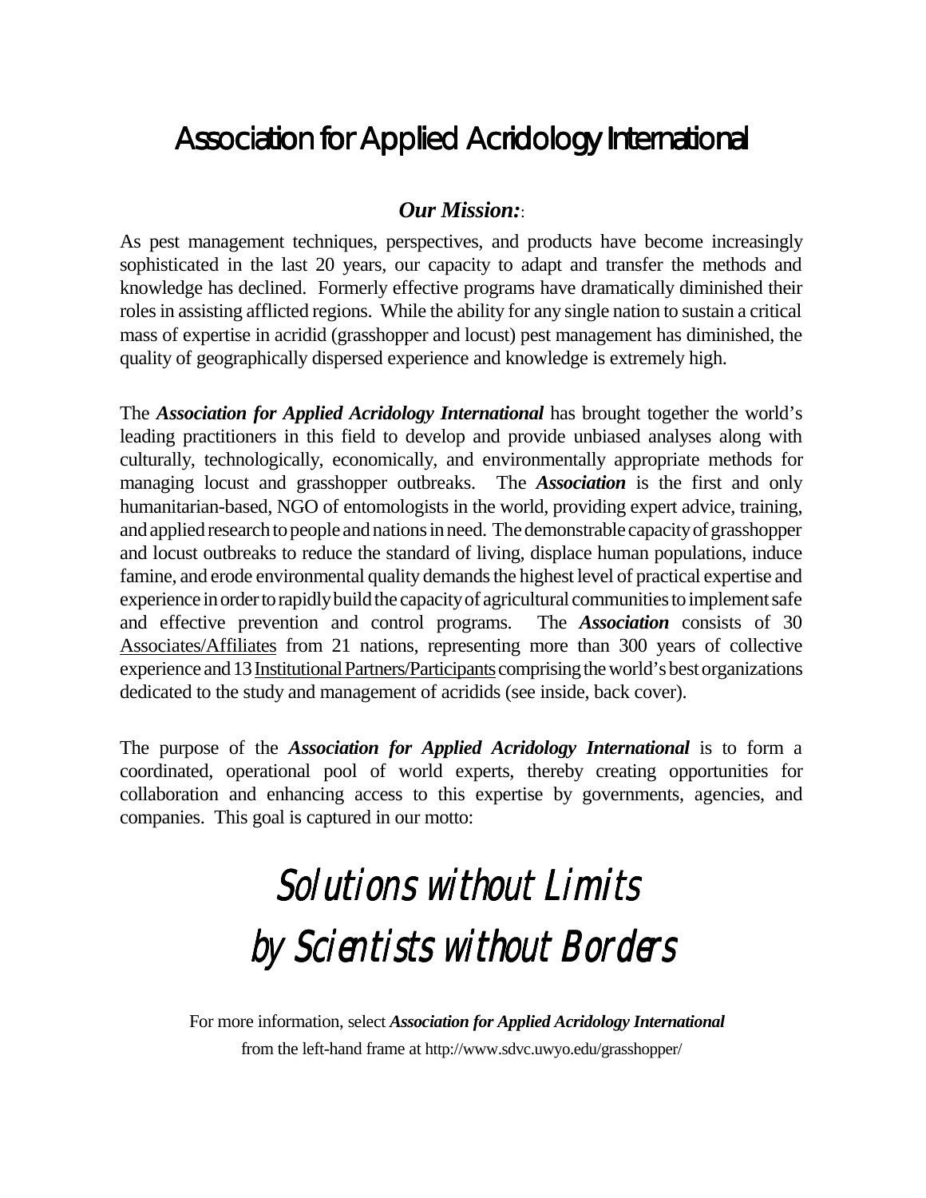# Association for Applied Acridology International

## ***Our Mission:***:

As pest management techniques, perspectives, and products have become increasingly sophisticated in the last 20 years, our capacity to adapt and transfer the methods and knowledge has declined. Formerly effective programs have dramatically diminished their roles in assisting afflicted regions. While the ability for any single nation to sustain a critical mass of expertise in acridid (grasshopper and locust) pest management has diminished, the quality of geographically dispersed experience and knowledge is extremely high.

The ***Association for Applied Acridology International*** has brought together the world's leading practitioners in this field to develop and provide unbiased analyses along with culturally, technologically, economically, and environmentally appropriate methods for managing locust and grasshopper outbreaks. The ***Association*** is the first and only humanitarian-based, NGO of entomologists in the world, providing expert advice, training, and applied research to people and nations in need. The demonstrable capacity of grasshopper and locust outbreaks to reduce the standard of living, displace human populations, induce famine, and erode environmental quality demands the highest level of practical expertise and experience in order to rapidly build the capacity of agricultural communities to implement safe and effective prevention and control programs. The ***Association*** consists of 30 Associates/Affiliates from 21 nations, representing more than 300 years of collective experience and 13 Institutional Partners/Participants comprising the world's best organizations dedicated to the study and management of acridids (see inside, back cover).

The purpose of the ***Association for Applied Acridology International*** is to form a coordinated, operational pool of world experts, thereby creating opportunities for collaboration and enhancing access to this expertise by governments, agencies, and companies. This goal is captured in our motto:

*Solutions without Limits*

*by Scientists without Borders*

For more information, select ***Association for Applied Acridology International*** from the left-hand frame at http://www.sdvc.uwyo.edu/grasshopper/